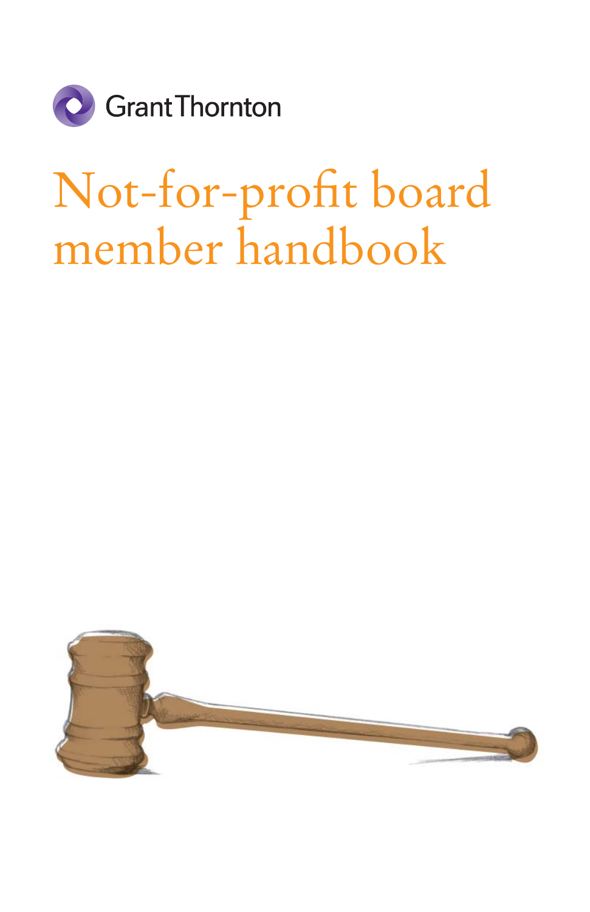Grant Thornton

# Not-for-profit board member handbook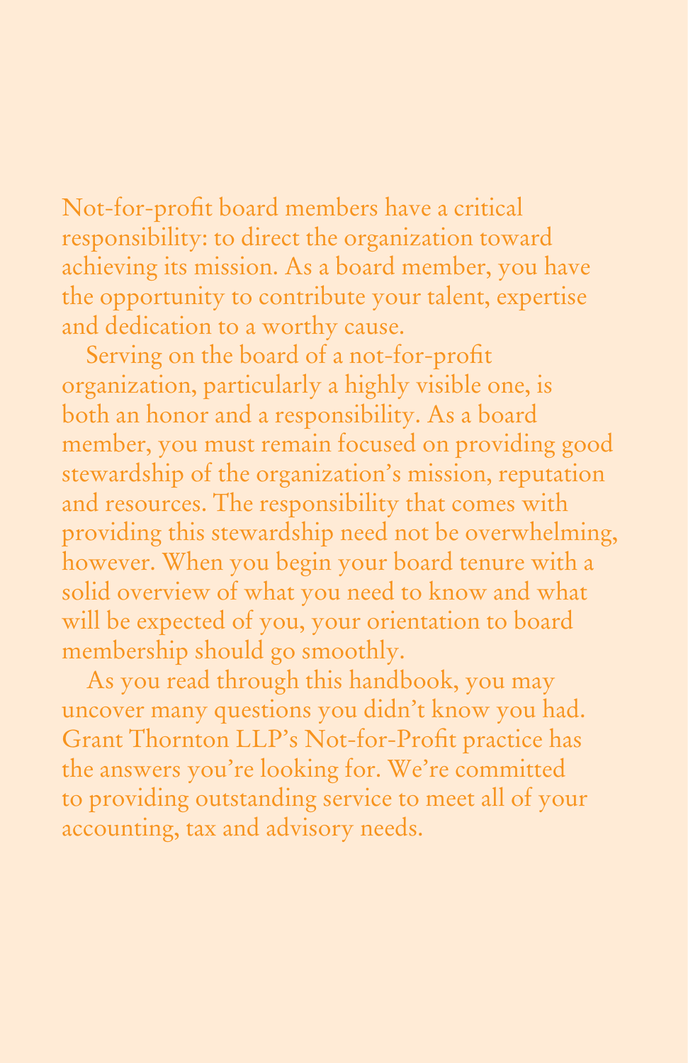Not-for-profit board members have a critical responsibility: to direct the organization toward achieving its mission. As a board member, you have the opportunity to contribute your talent, expertise and dedication to a worthy cause.

Serving on the board of a not-for-profit organization, particularly a highly visible one, is both an honor and a responsibility. As a board member, you must remain focused on providing good stewardship of the organization's mission, reputation and resources. The responsibility that comes with providing this stewardship need not be overwhelming, however. When you begin your board tenure with a solid overview of what you need to know and what will be expected of you, your orientation to board membership should go smoothly.

As you read through this handbook, you may uncover many questions you didn't know you had. Grant Thornton LLP's Not-for-Profit practice has the answers you're looking for. We're committed to providing outstanding service to meet all of your accounting, tax and advisory needs.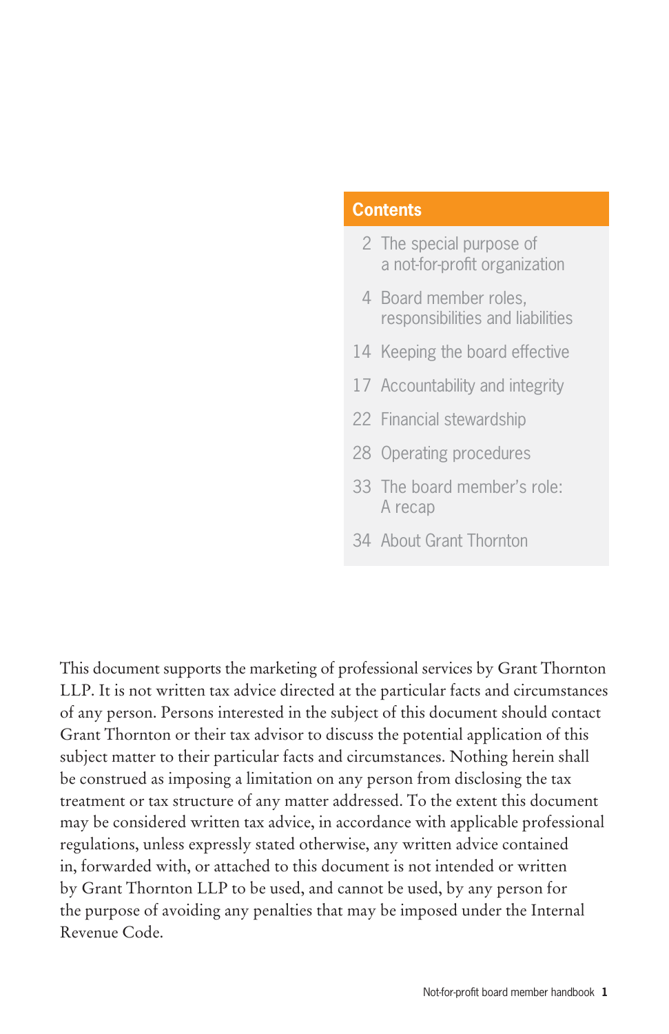## Contents

2 The special purpose of a not-for-profit organization

4 Board member roles, responsibilities and liabilities

14 Keeping the board effective

17 Accountability and integrity

22 Financial stewardship

28 Operating procedures

33 The board member's role: A recap

34 About Grant Thornton

This document supports the marketing of professional services by Grant Thornton LLP. It is not written tax advice directed at the particular facts and circumstances of any person. Persons interested in the subject of this document should contact Grant Thornton or their tax advisor to discuss the potential application of this subject matter to their particular facts and circumstances. Nothing herein shall be construed as imposing a limitation on any person from disclosing the tax treatment or tax structure of any matter addressed. To the extent this document may be considered written tax advice, in accordance with applicable professional regulations, unless expressly stated otherwise, any written advice contained in, forwarded with, or attached to this document is not intended or written by Grant Thornton LLP to be used, and cannot be used, by any person for the purpose of avoiding any penalties that may be imposed under the Internal Revenue Code.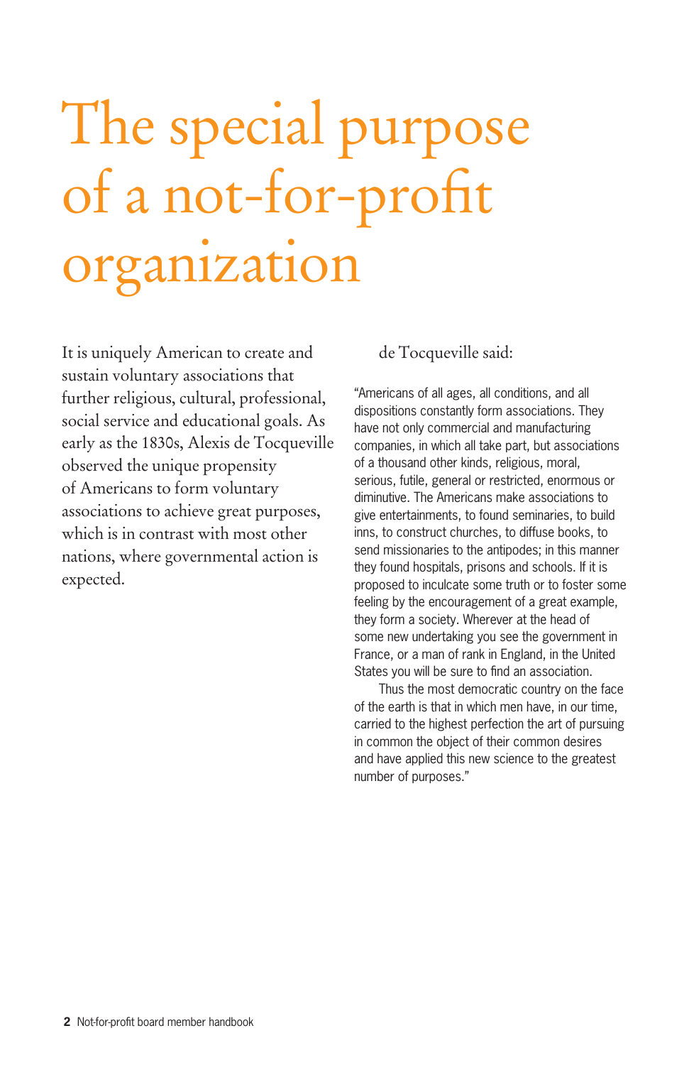# The special purpose of a not-for-profit organization

It is uniquely American to create and sustain voluntary associations that further religious, cultural, professional, social service and educational goals. As early as the 1830s, Alexis de Tocqueville observed the unique propensity of Americans to form voluntary associations to achieve great purposes, which is in contrast with most other nations, where governmental action is expected.

de Tocqueville said:

"Americans of all ages, all conditions, and all dispositions constantly form associations. They have not only commercial and manufacturing companies, in which all take part, but associations of a thousand other kinds, religious, moral, serious, futile, general or restricted, enormous or diminutive. The Americans make associations to give entertainments, to found seminaries, to build inns, to construct churches, to diffuse books, to send missionaries to the antipodes; in this manner they found hospitals, prisons and schools. If it is proposed to inculcate some truth or to foster some feeling by the encouragement of a great example, they form a society. Wherever at the head of some new undertaking you see the government in France, or a man of rank in England, in the United States you will be sure to find an association.

Thus the most democratic country on the face of the earth is that in which men have, in our time, carried to the highest perfection the art of pursuing in common the object of their common desires and have applied this new science to the greatest number of purposes."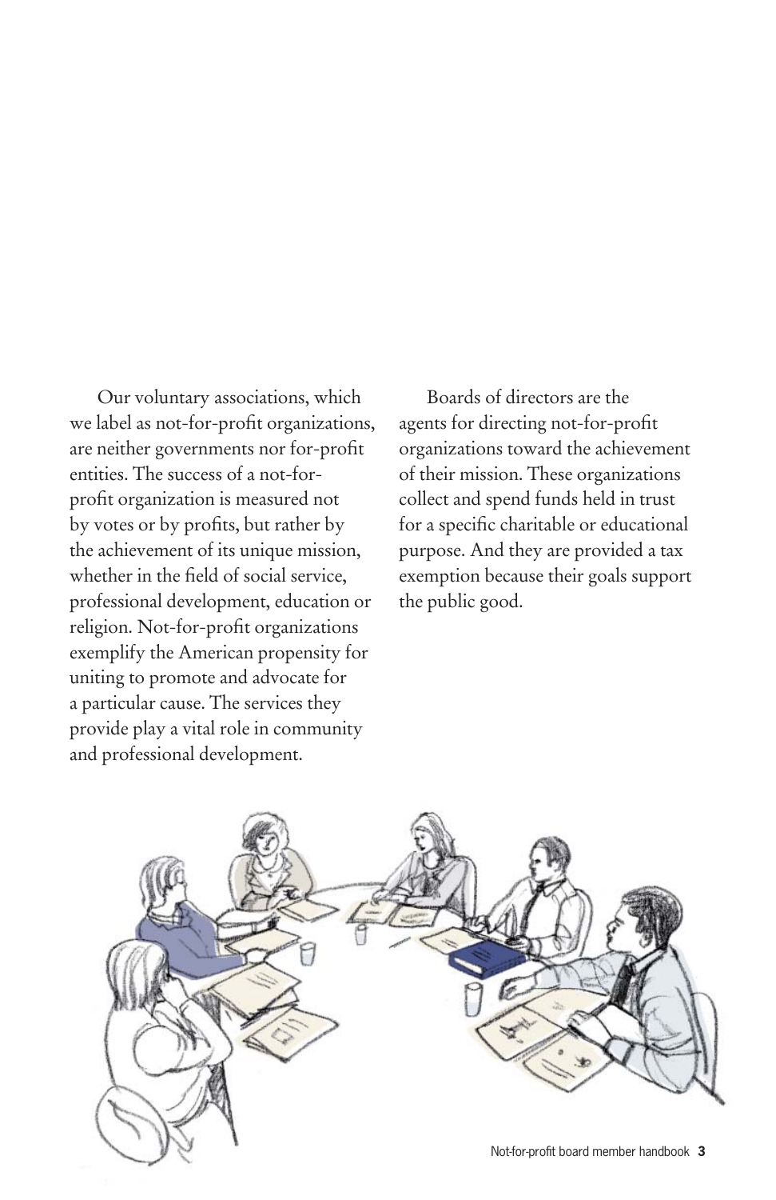Our voluntary associations, which we label as not-for-profit organizations, are neither governments nor for-profit entities. The success of a not-for-profit organization is measured not by votes or by profits, but rather by the achievement of its unique mission, whether in the field of social service, professional development, education or religion. Not-for-profit organizations exemplify the American propensity for uniting to promote and advocate for a particular cause. The services they provide play a vital role in community and professional development.

Boards of directors are the agents for directing not-for-profit organizations toward the achievement of their mission. These organizations collect and spend funds held in trust for a specific charitable or educational purpose. And they are provided a tax exemption because their goals support the public good.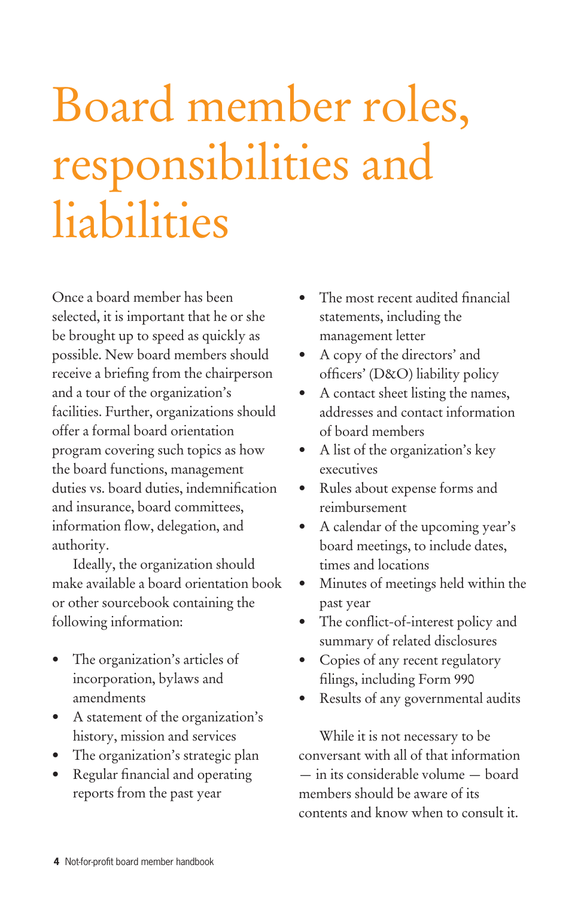# Board member roles, responsibilities and liabilities

Once a board member has been selected, it is important that he or she be brought up to speed as quickly as possible. New board members should receive a briefing from the chairperson and a tour of the organization's facilities. Further, organizations should offer a formal board orientation program covering such topics as how the board functions, management duties vs. board duties, indemnification and insurance, board committees, information flow, delegation, and authority.

Ideally, the organization should make available a board orientation book or other sourcebook containing the following information:

- The organization's articles of incorporation, bylaws and amendments
- A statement of the organization's history, mission and services
- The organization's strategic plan
- Regular financial and operating reports from the past year
- The most recent audited financial statements, including the management letter
- A copy of the directors' and officers' (D&O) liability policy
- A contact sheet listing the names, addresses and contact information of board members
- A list of the organization's key executives
- Rules about expense forms and reimbursement
- A calendar of the upcoming year's board meetings, to include dates, times and locations
- Minutes of meetings held within the past year
- The conflict-of-interest policy and summary of related disclosures
- Copies of any recent regulatory filings, including Form 990
- Results of any governmental audits

While it is not necessary to be conversant with all of that information — in its considerable volume — board members should be aware of its contents and know when to consult it.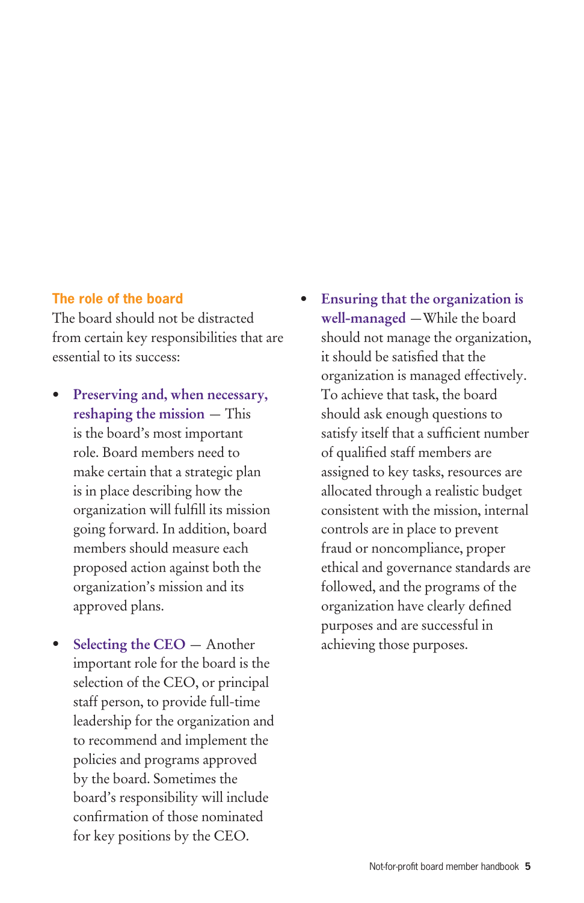## The role of the board

The board should not be distracted from certain key responsibilities that are essential to its success:

- **Preserving and, when necessary, reshaping the mission** — This is the board's most important role. Board members need to make certain that a strategic plan is in place describing how the organization will fulfill its mission going forward. In addition, board members should measure each proposed action against both the organization's mission and its approved plans.

- **Selecting the CEO** — Another important role for the board is the selection of the CEO, or principal staff person, to provide full-time leadership for the organization and to recommend and implement the policies and programs approved by the board. Sometimes the board's responsibility will include confirmation of those nominated for key positions by the CEO.

- **Ensuring that the organization is well-managed** —While the board should not manage the organization, it should be satisfied that the organization is managed effectively. To achieve that task, the board should ask enough questions to satisfy itself that a sufficient number of qualified staff members are assigned to key tasks, resources are allocated through a realistic budget consistent with the mission, internal controls are in place to prevent fraud or noncompliance, proper ethical and governance standards are followed, and the programs of the organization have clearly defined purposes and are successful in achieving those purposes.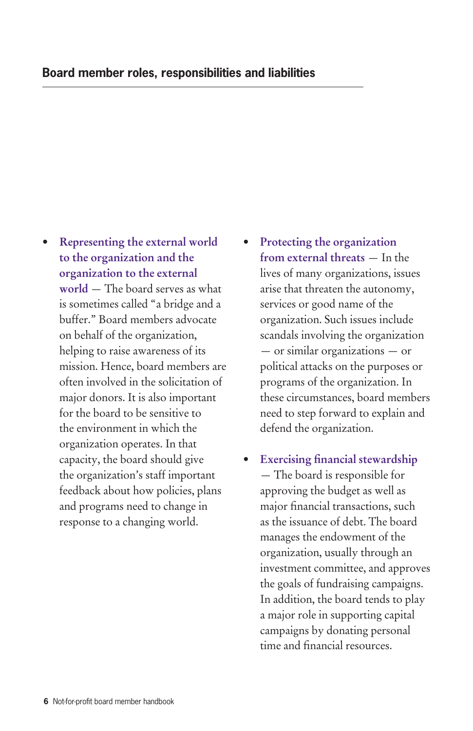- **Representing the external world to the organization and the organization to the external world** — The board serves as what is sometimes called "a bridge and a buffer." Board members advocate on behalf of the organization, helping to raise awareness of its mission. Hence, board members are often involved in the solicitation of major donors. It is also important for the board to be sensitive to the environment in which the organization operates. In that capacity, the board should give the organization's staff important feedback about how policies, plans and programs need to change in response to a changing world.

- **Protecting the organization from external threats** — In the lives of many organizations, issues arise that threaten the autonomy, services or good name of the organization. Such issues include scandals involving the organization — or similar organizations — or political attacks on the purposes or programs of the organization. In these circumstances, board members need to step forward to explain and defend the organization.

- **Exercising financial stewardship** — The board is responsible for approving the budget as well as major financial transactions, such as the issuance of debt. The board manages the endowment of the organization, usually through an investment committee, and approves the goals of fundraising campaigns. In addition, the board tends to play a major role in supporting capital campaigns by donating personal time and financial resources.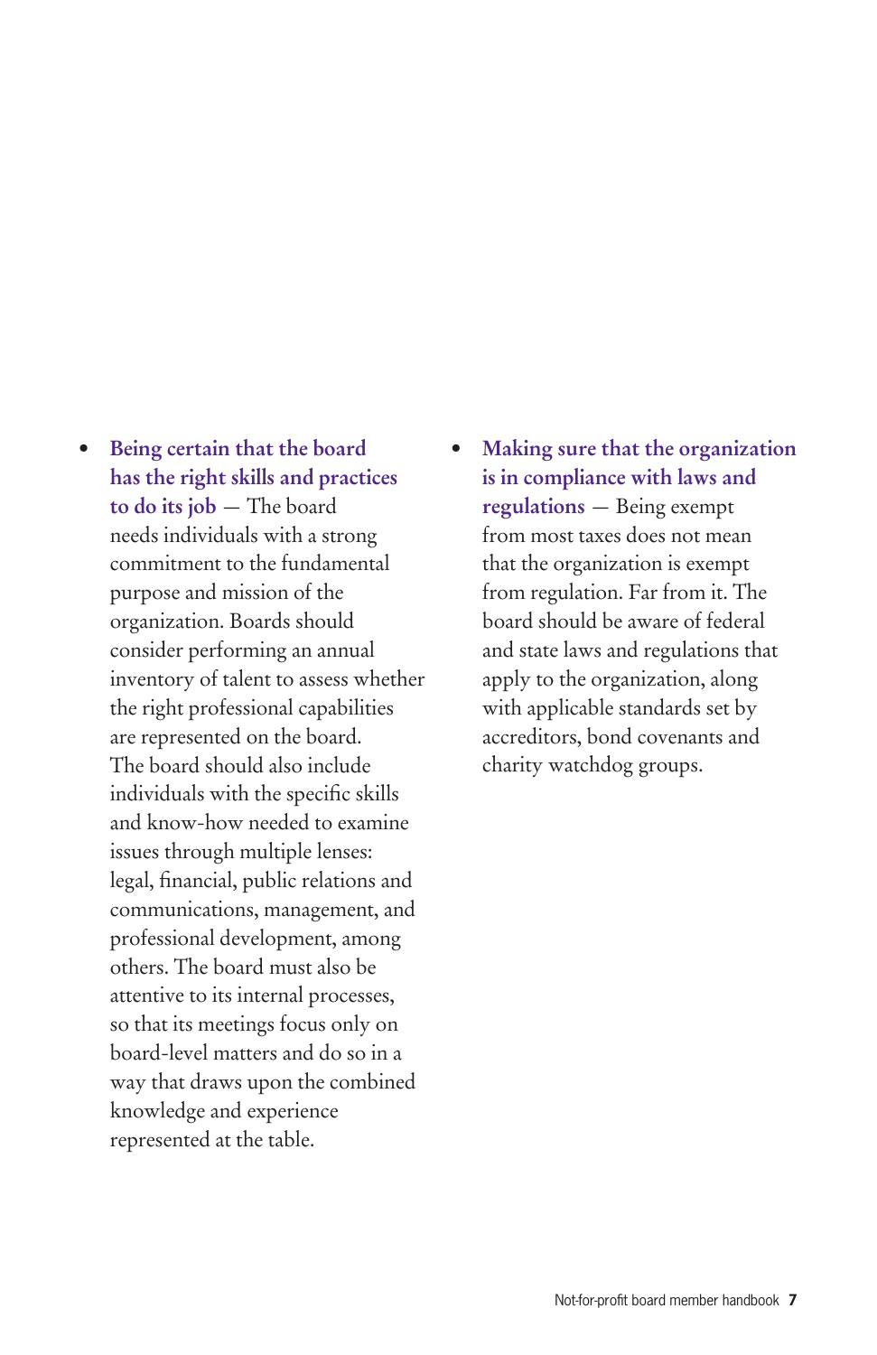- **Being certain that the board has the right skills and practices to do its job** — The board needs individuals with a strong commitment to the fundamental purpose and mission of the organization. Boards should consider performing an annual inventory of talent to assess whether the right professional capabilities are represented on the board. The board should also include individuals with the specific skills and know-how needed to examine issues through multiple lenses: legal, financial, public relations and communications, management, and professional development, among others. The board must also be attentive to its internal processes, so that its meetings focus only on board-level matters and do so in a way that draws upon the combined knowledge and experience represented at the table.

- **Making sure that the organization is in compliance with laws and regulations** — Being exempt from most taxes does not mean that the organization is exempt from regulation. Far from it. The board should be aware of federal and state laws and regulations that apply to the organization, along with applicable standards set by accreditors, bond covenants and charity watchdog groups.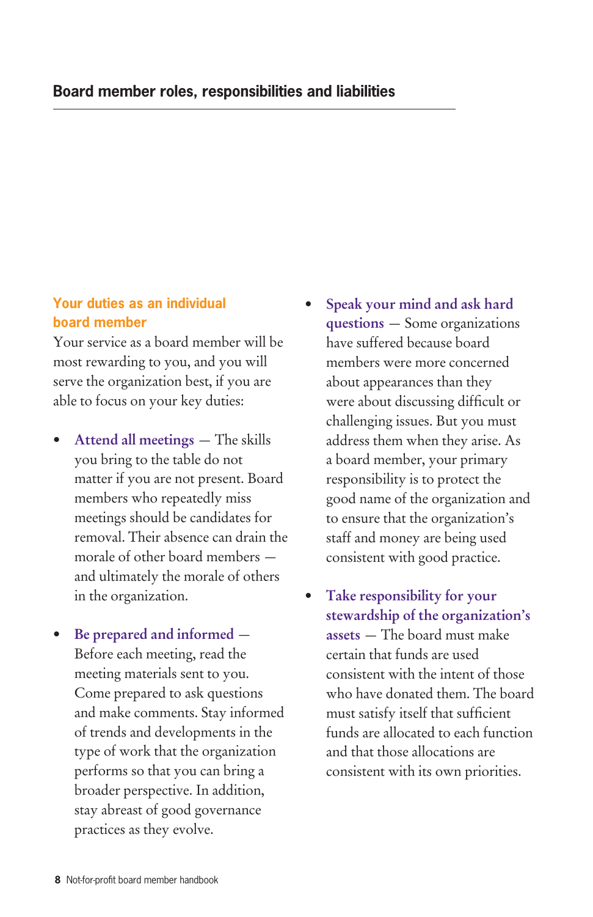## Board member roles, responsibilities and liabilities

### Your duties as an individual board member

Your service as a board member will be most rewarding to you, and you will serve the organization best, if you are able to focus on your key duties:

- **Attend all meetings** — The skills you bring to the table do not matter if you are not present. Board members who repeatedly miss meetings should be candidates for removal. Their absence can drain the morale of other board members — and ultimately the morale of others in the organization.

- **Be prepared and informed** — Before each meeting, read the meeting materials sent to you. Come prepared to ask questions and make comments. Stay informed of trends and developments in the type of work that the organization performs so that you can bring a broader perspective. In addition, stay abreast of good governance practices as they evolve.

- **Speak your mind and ask hard questions** — Some organizations have suffered because board members were more concerned about appearances than they were about discussing difficult or challenging issues. But you must address them when they arise. As a board member, your primary responsibility is to protect the good name of the organization and to ensure that the organization's staff and money are being used consistent with good practice.

- **Take responsibility for your stewardship of the organization's assets** — The board must make certain that funds are used consistent with the intent of those who have donated them. The board must satisfy itself that sufficient funds are allocated to each function and that those allocations are consistent with its own priorities.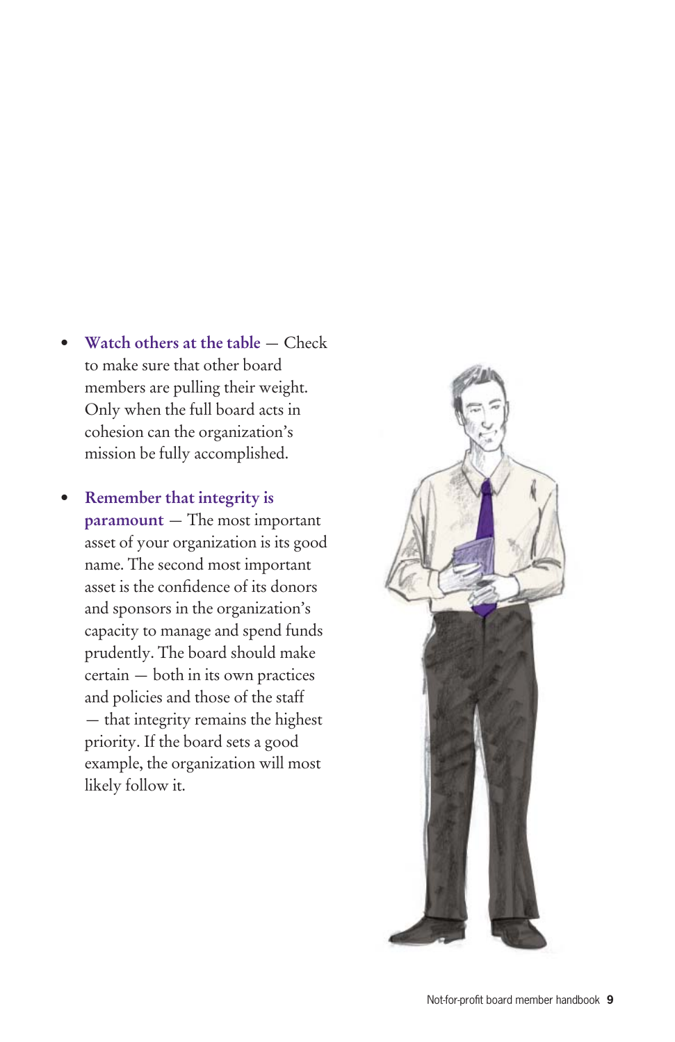- **Watch others at the table** — Check to make sure that other board members are pulling their weight. Only when the full board acts in cohesion can the organization's mission be fully accomplished.

- **Remember that integrity is paramount** — The most important asset of your organization is its good name. The second most important asset is the confidence of its donors and sponsors in the organization's capacity to manage and spend funds prudently. The board should make certain — both in its own practices and policies and those of the staff — that integrity remains the highest priority. If the board sets a good example, the organization will most likely follow it.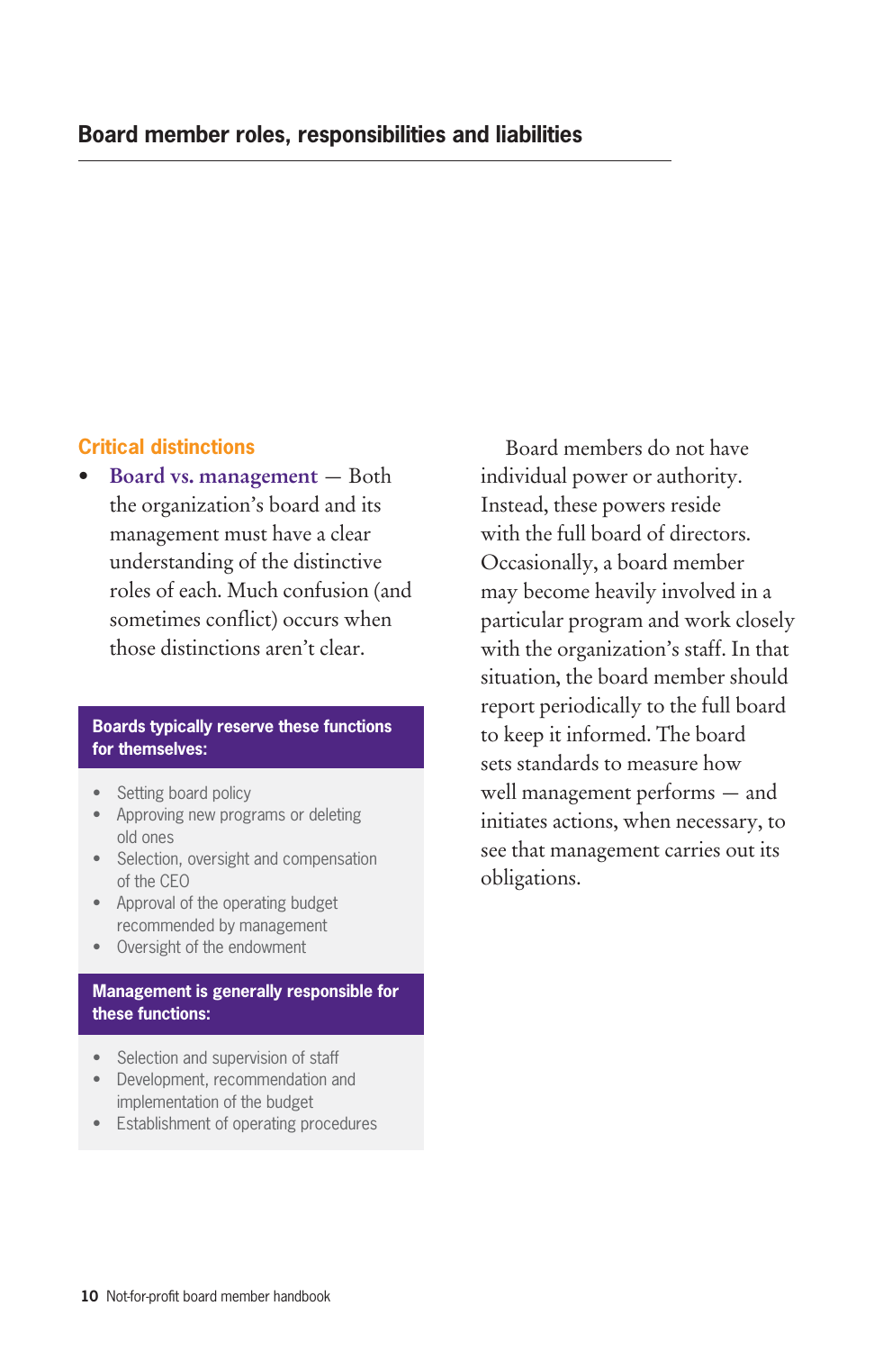## Critical distinctions

- **Board vs. management** — Both the organization's board and its management must have a clear understanding of the distinctive roles of each. Much confusion (and sometimes conflict) occurs when those distinctions aren't clear.

**Boards typically reserve these functions for themselves:**

- Setting board policy
- Approving new programs or deleting old ones
- Selection, oversight and compensation of the CEO
- Approval of the operating budget recommended by management
- Oversight of the endowment

**Management is generally responsible for these functions:**

- Selection and supervision of staff
- Development, recommendation and implementation of the budget
- Establishment of operating procedures

Board members do not have individual power or authority. Instead, these powers reside with the full board of directors. Occasionally, a board member may become heavily involved in a particular program and work closely with the organization's staff. In that situation, the board member should report periodically to the full board to keep it informed. The board sets standards to measure how well management performs — and initiates actions, when necessary, to see that management carries out its obligations.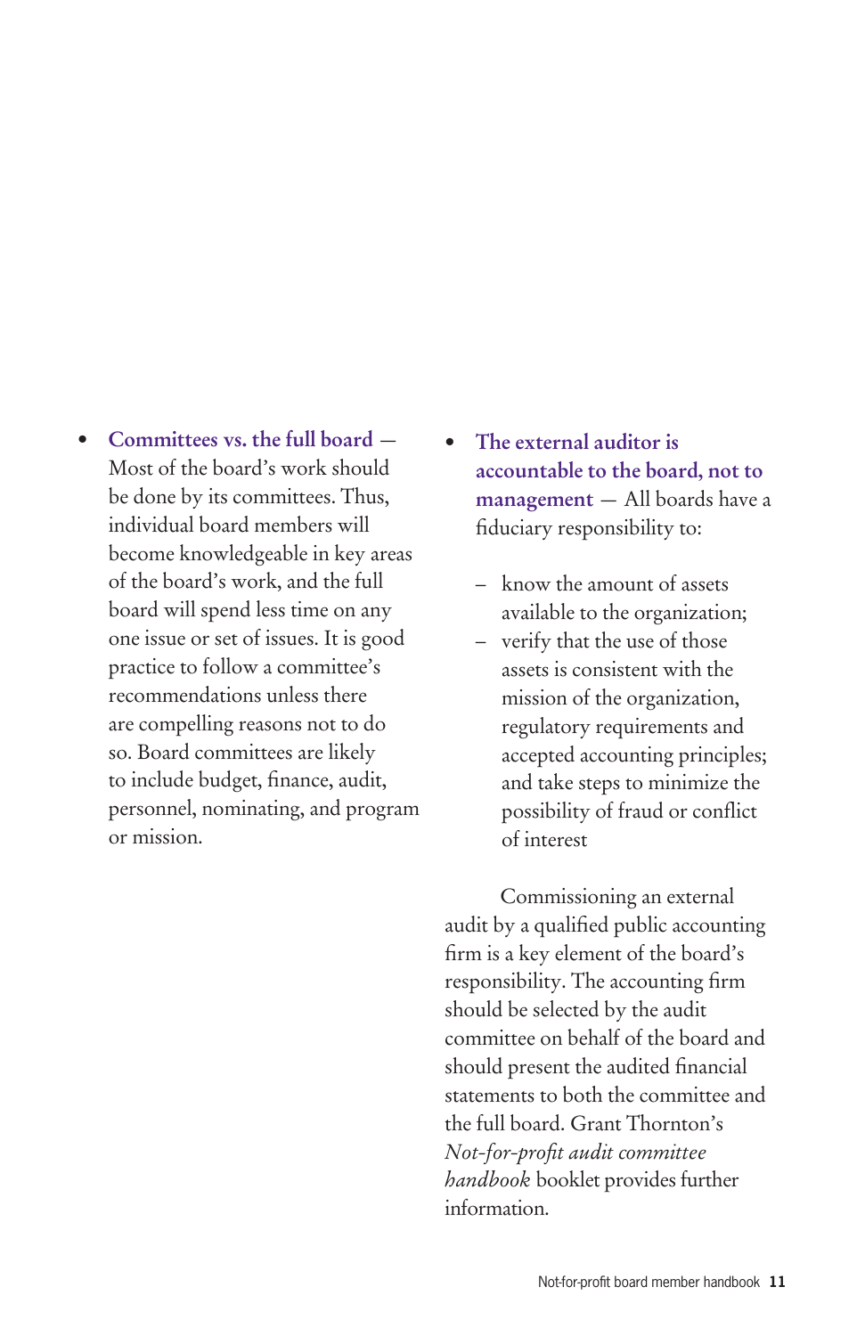- **Committees vs. the full board** — Most of the board's work should be done by its committees. Thus, individual board members will become knowledgeable in key areas of the board's work, and the full board will spend less time on any one issue or set of issues. It is good practice to follow a committee's recommendations unless there are compelling reasons not to do so. Board committees are likely to include budget, finance, audit, personnel, nominating, and program or mission.

- **The external auditor is accountable to the board, not to management** — All boards have a fiduciary responsibility to:

  - know the amount of assets available to the organization;
  - verify that the use of those assets is consistent with the mission of the organization, regulatory requirements and accepted accounting principles; and take steps to minimize the possibility of fraud or conflict of interest

  Commissioning an external audit by a qualified public accounting firm is a key element of the board's responsibility. The accounting firm should be selected by the audit committee on behalf of the board and should present the audited financial statements to both the committee and the full board. Grant Thornton's *Not-for-profit audit committee handbook* booklet provides further information.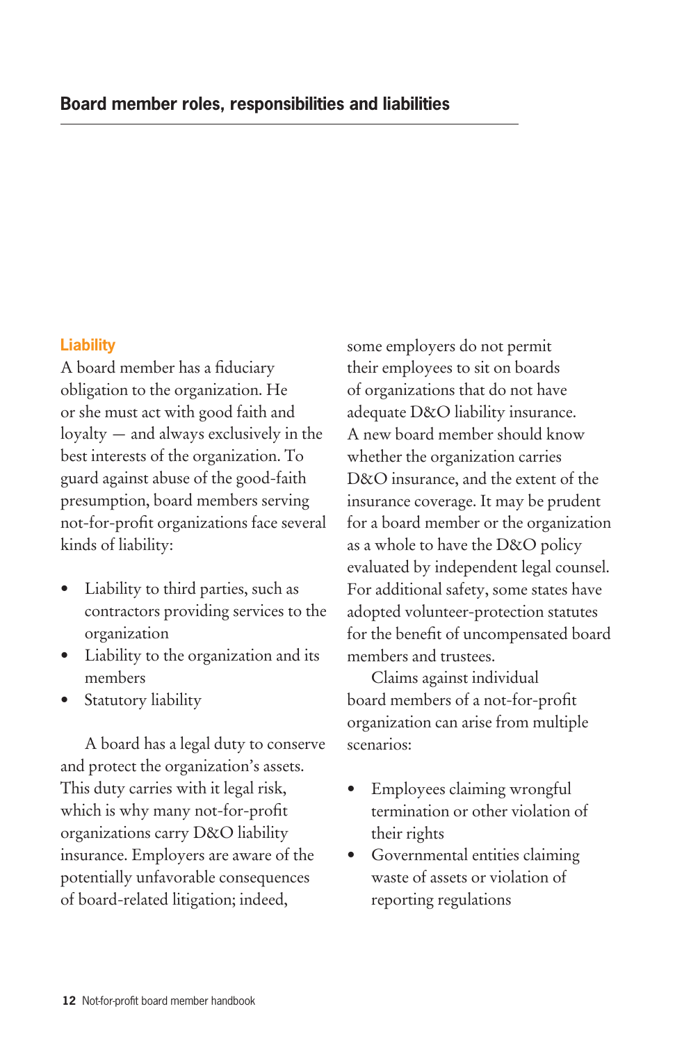## Liability

A board member has a fiduciary obligation to the organization. He or she must act with good faith and loyalty — and always exclusively in the best interests of the organization. To guard against abuse of the good-faith presumption, board members serving not-for-profit organizations face several kinds of liability:

- Liability to third parties, such as contractors providing services to the organization
- Liability to the organization and its members
- Statutory liability

A board has a legal duty to conserve and protect the organization's assets. This duty carries with it legal risk, which is why many not-for-profit organizations carry D&O liability insurance. Employers are aware of the potentially unfavorable consequences of board-related litigation; indeed, some employers do not permit their employees to sit on boards of organizations that do not have adequate D&O liability insurance. A new board member should know whether the organization carries D&O insurance, and the extent of the insurance coverage. It may be prudent for a board member or the organization as a whole to have the D&O policy evaluated by independent legal counsel. For additional safety, some states have adopted volunteer-protection statutes for the benefit of uncompensated board members and trustees.

Claims against individual board members of a not-for-profit organization can arise from multiple scenarios:

- Employees claiming wrongful termination or other violation of their rights
- Governmental entities claiming waste of assets or violation of reporting regulations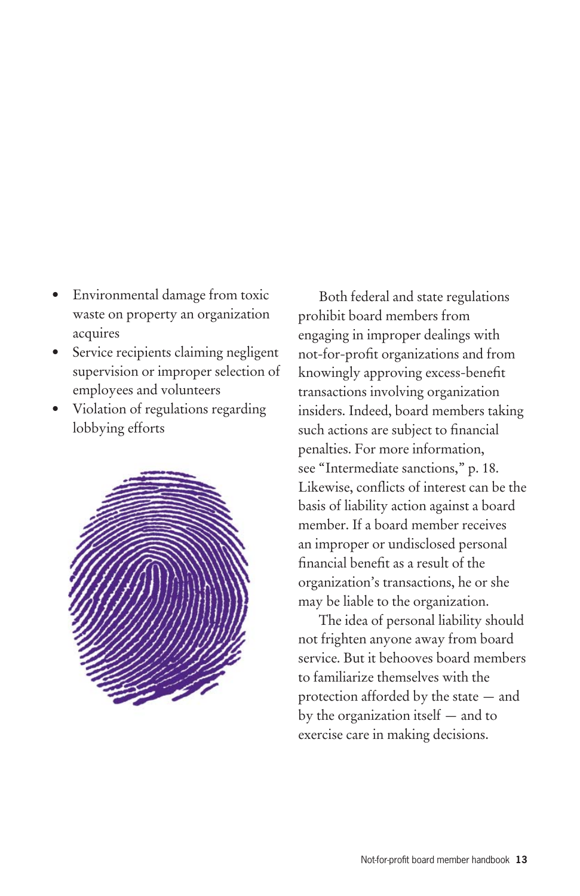- Environmental damage from toxic waste on property an organization acquires
- Service recipients claiming negligent supervision or improper selection of employees and volunteers
- Violation of regulations regarding lobbying efforts

Both federal and state regulations prohibit board members from engaging in improper dealings with not-for-profit organizations and from knowingly approving excess-benefit transactions involving organization insiders. Indeed, board members taking such actions are subject to financial penalties. For more information, see "Intermediate sanctions," p. 18. Likewise, conflicts of interest can be the basis of liability action against a board member. If a board member receives an improper or undisclosed personal financial benefit as a result of the organization's transactions, he or she may be liable to the organization.

The idea of personal liability should not frighten anyone away from board service. But it behooves board members to familiarize themselves with the protection afforded by the state — and by the organization itself — and to exercise care in making decisions.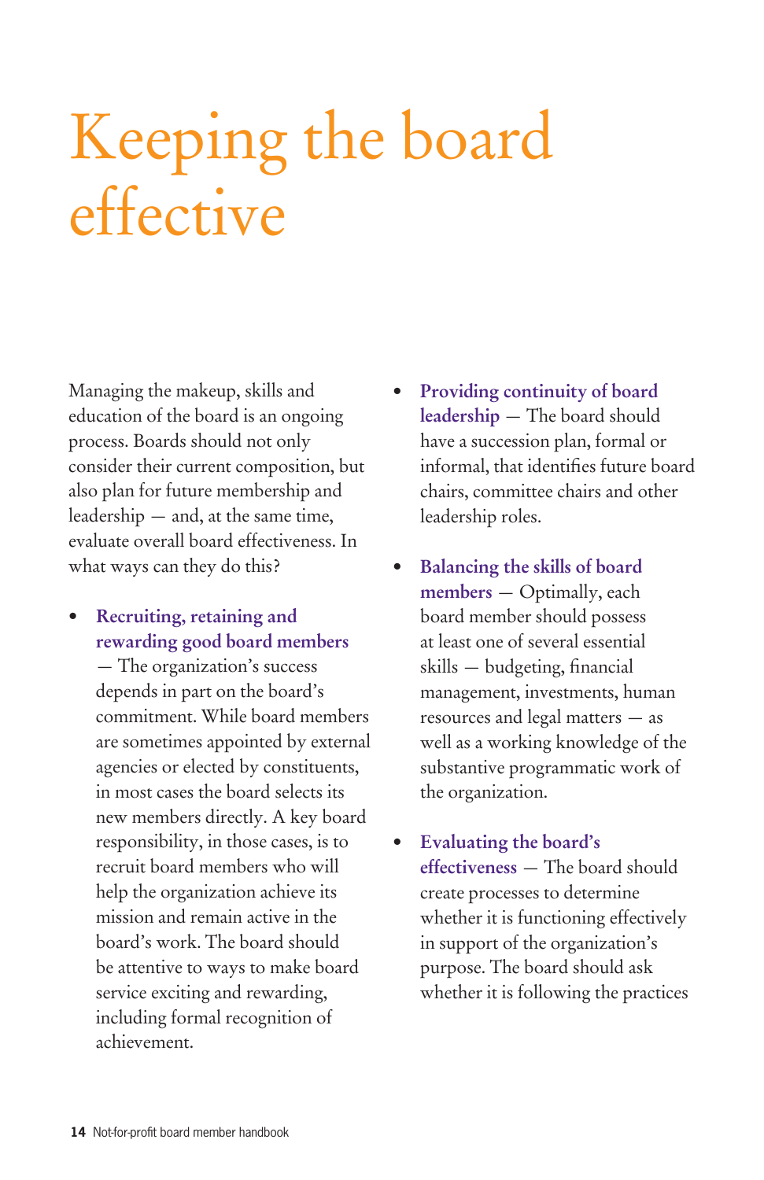# Keeping the board effective

Managing the makeup, skills and education of the board is an ongoing process. Boards should not only consider their current composition, but also plan for future membership and leadership — and, at the same time, evaluate overall board effectiveness. In what ways can they do this?

- **Recruiting, retaining and rewarding good board members** — The organization's success depends in part on the board's commitment. While board members are sometimes appointed by external agencies or elected by constituents, in most cases the board selects its new members directly. A key board responsibility, in those cases, is to recruit board members who will help the organization achieve its mission and remain active in the board's work. The board should be attentive to ways to make board service exciting and rewarding, including formal recognition of achievement.

- **Providing continuity of board leadership** — The board should have a succession plan, formal or informal, that identifies future board chairs, committee chairs and other leadership roles.

- **Balancing the skills of board members** — Optimally, each board member should possess at least one of several essential skills — budgeting, financial management, investments, human resources and legal matters — as well as a working knowledge of the substantive programmatic work of the organization.

- **Evaluating the board's effectiveness** — The board should create processes to determine whether it is functioning effectively in support of the organization's purpose. The board should ask whether it is following the practices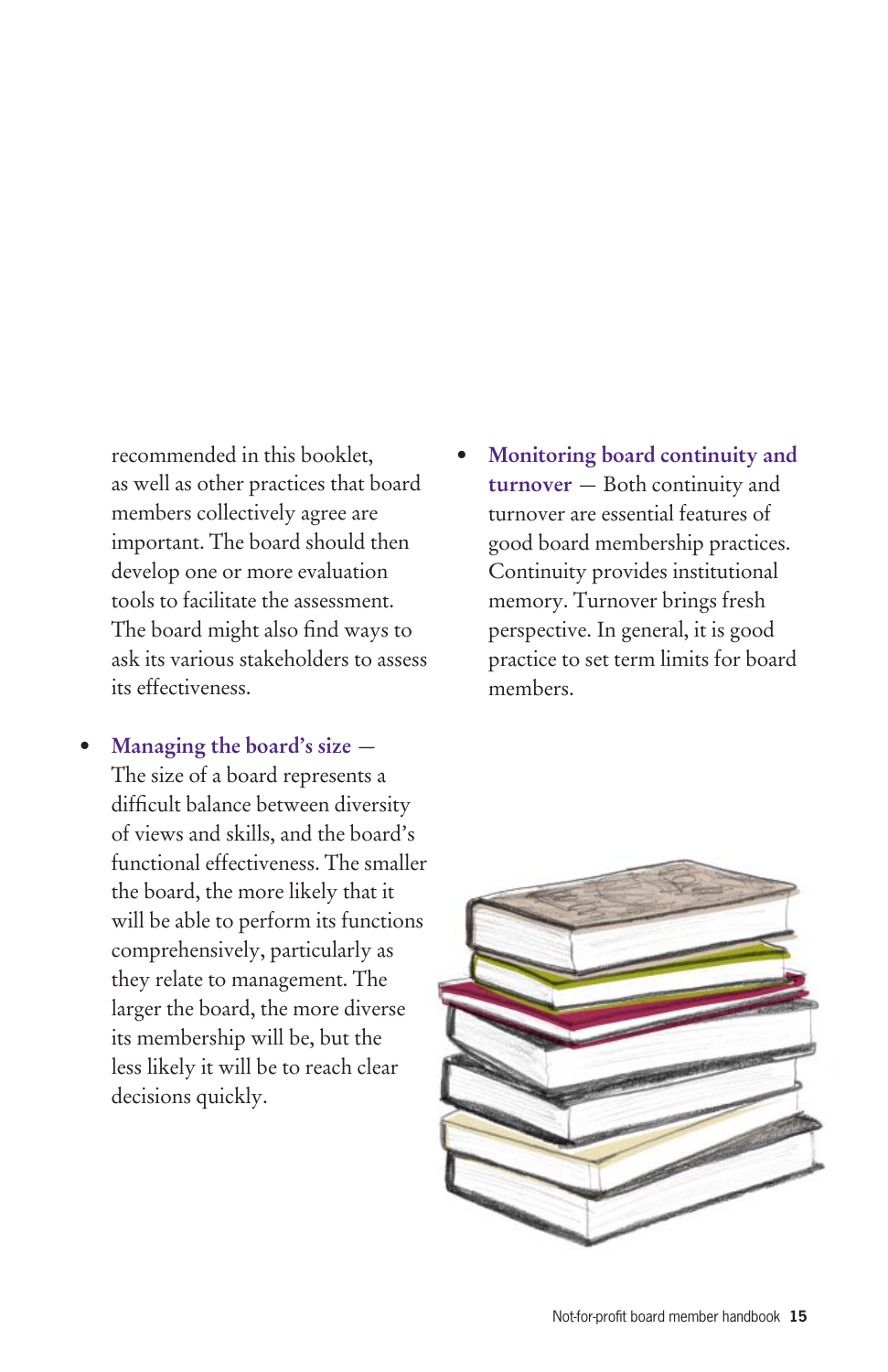recommended in this booklet, as well as other practices that board members collectively agree are important. The board should then develop one or more evaluation tools to facilitate the assessment. The board might also find ways to ask its various stakeholders to assess its effectiveness.

- **Managing the board's size** — The size of a board represents a difficult balance between diversity of views and skills, and the board's functional effectiveness. The smaller the board, the more likely that it will be able to perform its functions comprehensively, particularly as they relate to management. The larger the board, the more diverse its membership will be, but the less likely it will be to reach clear decisions quickly.

- **Monitoring board continuity and turnover** — Both continuity and turnover are essential features of good board membership practices. Continuity provides institutional memory. Turnover brings fresh perspective. In general, it is good practice to set term limits for board members.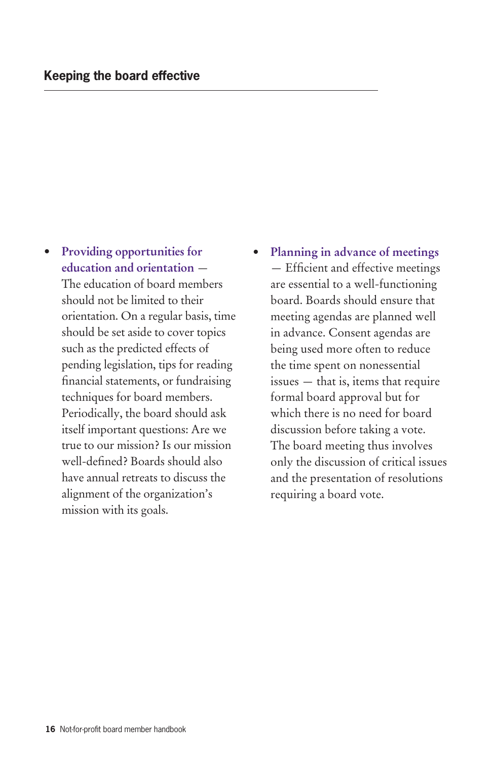- **Providing opportunities for education and orientation** — The education of board members should not be limited to their orientation. On a regular basis, time should be set aside to cover topics such as the predicted effects of pending legislation, tips for reading financial statements, or fundraising techniques for board members. Periodically, the board should ask itself important questions: Are we true to our mission? Is our mission well-defined? Boards should also have annual retreats to discuss the alignment of the organization's mission with its goals.

- **Planning in advance of meetings** — Efficient and effective meetings are essential to a well-functioning board. Boards should ensure that meeting agendas are planned well in advance. Consent agendas are being used more often to reduce the time spent on nonessential issues — that is, items that require formal board approval but for which there is no need for board discussion before taking a vote. The board meeting thus involves only the discussion of critical issues and the presentation of resolutions requiring a board vote.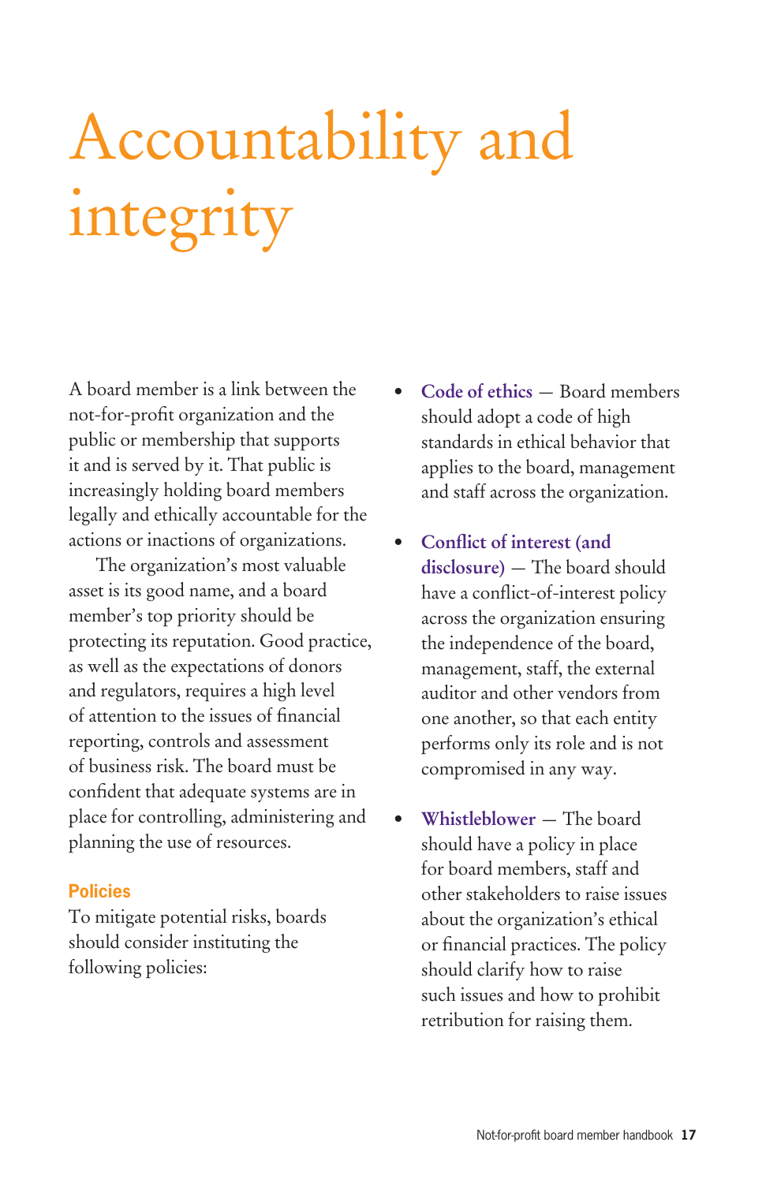# Accountability and integrity

A board member is a link between the not-for-profit organization and the public or membership that supports it and is served by it. That public is increasingly holding board members legally and ethically accountable for the actions or inactions of organizations.

The organization's most valuable asset is its good name, and a board member's top priority should be protecting its reputation. Good practice, as well as the expectations of donors and regulators, requires a high level of attention to the issues of financial reporting, controls and assessment of business risk. The board must be confident that adequate systems are in place for controlling, administering and planning the use of resources.

## Policies

To mitigate potential risks, boards should consider instituting the following policies:

- **Code of ethics** — Board members should adopt a code of high standards in ethical behavior that applies to the board, management and staff across the organization.
- **Conflict of interest (and disclosure)** — The board should have a conflict-of-interest policy across the organization ensuring the independence of the board, management, staff, the external auditor and other vendors from one another, so that each entity performs only its role and is not compromised in any way.
- **Whistleblower** — The board should have a policy in place for board members, staff and other stakeholders to raise issues about the organization's ethical or financial practices. The policy should clarify how to raise such issues and how to prohibit retribution for raising them.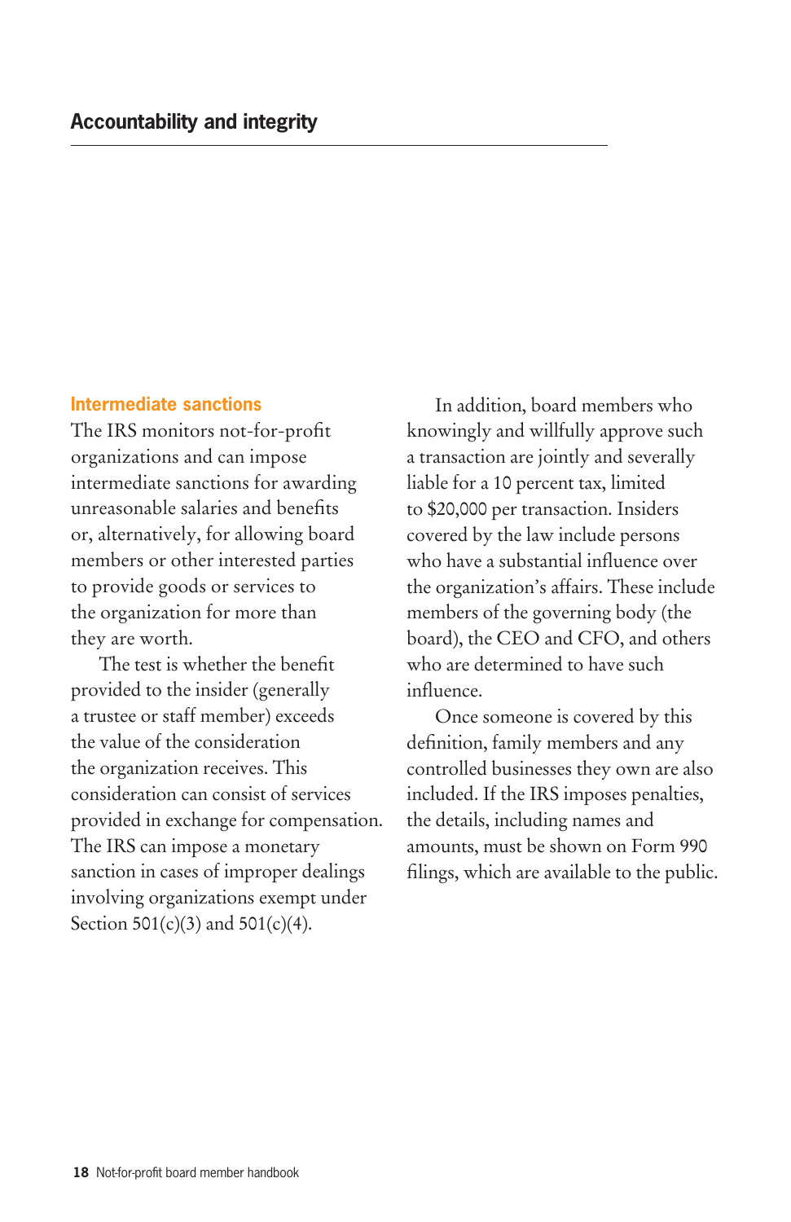## Accountability and integrity

### Intermediate sanctions

The IRS monitors not-for-profit organizations and can impose intermediate sanctions for awarding unreasonable salaries and benefits or, alternatively, for allowing board members or other interested parties to provide goods or services to the organization for more than they are worth.

The test is whether the benefit provided to the insider (generally a trustee or staff member) exceeds the value of the consideration the organization receives. This consideration can consist of services provided in exchange for compensation. The IRS can impose a monetary sanction in cases of improper dealings involving organizations exempt under Section 501(c)(3) and 501(c)(4).

In addition, board members who knowingly and willfully approve such a transaction are jointly and severally liable for a 10 percent tax, limited to $20,000 per transaction. Insiders covered by the law include persons who have a substantial influence over the organization's affairs. These include members of the governing body (the board), the CEO and CFO, and others who are determined to have such influence.

Once someone is covered by this definition, family members and any controlled businesses they own are also included. If the IRS imposes penalties, the details, including names and amounts, must be shown on Form 990 filings, which are available to the public.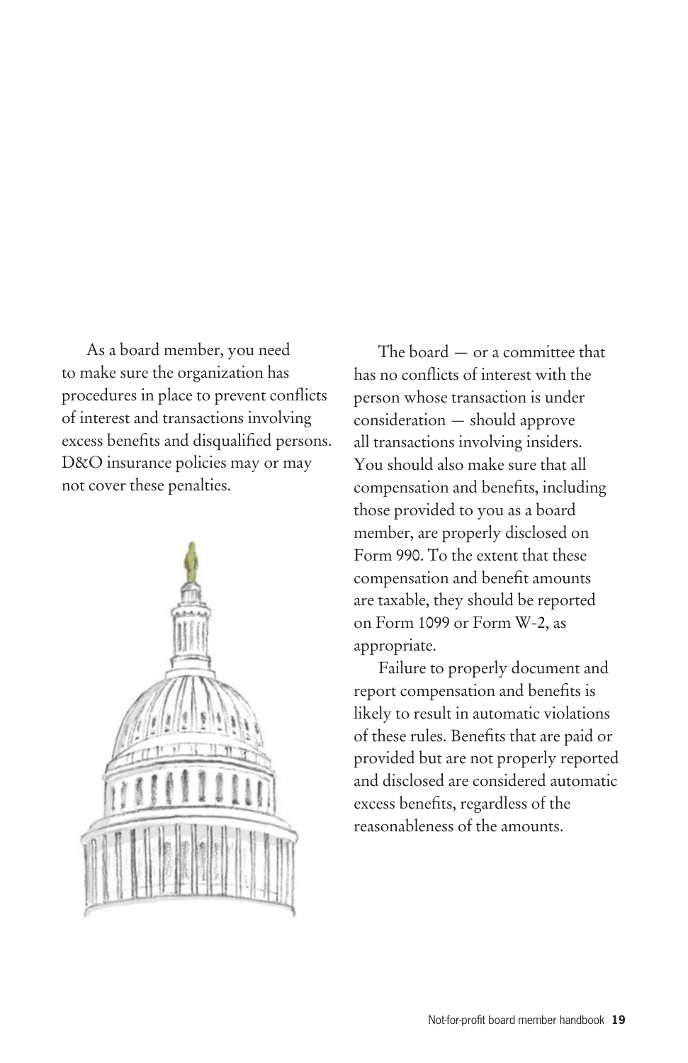As a board member, you need to make sure the organization has procedures in place to prevent conflicts of interest and transactions involving excess benefits and disqualified persons. D&O insurance policies may or may not cover these penalties.

The board — or a committee that has no conflicts of interest with the person whose transaction is under consideration — should approve all transactions involving insiders. You should also make sure that all compensation and benefits, including those provided to you as a board member, are properly disclosed on Form 990. To the extent that these compensation and benefit amounts are taxable, they should be reported on Form 1099 or Form W-2, as appropriate.

Failure to properly document and report compensation and benefits is likely to result in automatic violations of these rules. Benefits that are paid or provided but are not properly reported and disclosed are considered automatic excess benefits, regardless of the reasonableness of the amounts.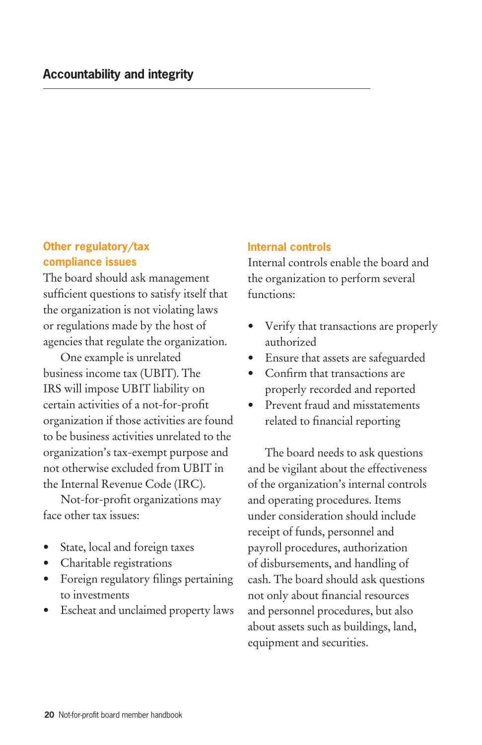## Other regulatory/tax compliance issues

The board should ask management sufficient questions to satisfy itself that the organization is not violating laws or regulations made by the host of agencies that regulate the organization.

One example is unrelated business income tax (UBIT). The IRS will impose UBIT liability on certain activities of a not-for-profit organization if those activities are found to be business activities unrelated to the organization's tax-exempt purpose and not otherwise excluded from UBIT in the Internal Revenue Code (IRC).

Not-for-profit organizations may face other tax issues:

- State, local and foreign taxes
- Charitable registrations
- Foreign regulatory filings pertaining to investments
- Escheat and unclaimed property laws

## Internal controls

Internal controls enable the board and the organization to perform several functions:

- Verify that transactions are properly authorized
- Ensure that assets are safeguarded
- Confirm that transactions are properly recorded and reported
- Prevent fraud and misstatements related to financial reporting

The board needs to ask questions and be vigilant about the effectiveness of the organization's internal controls and operating procedures. Items under consideration should include receipt of funds, personnel and payroll procedures, authorization of disbursements, and handling of cash. The board should ask questions not only about financial resources and personnel procedures, but also about assets such as buildings, land, equipment and securities.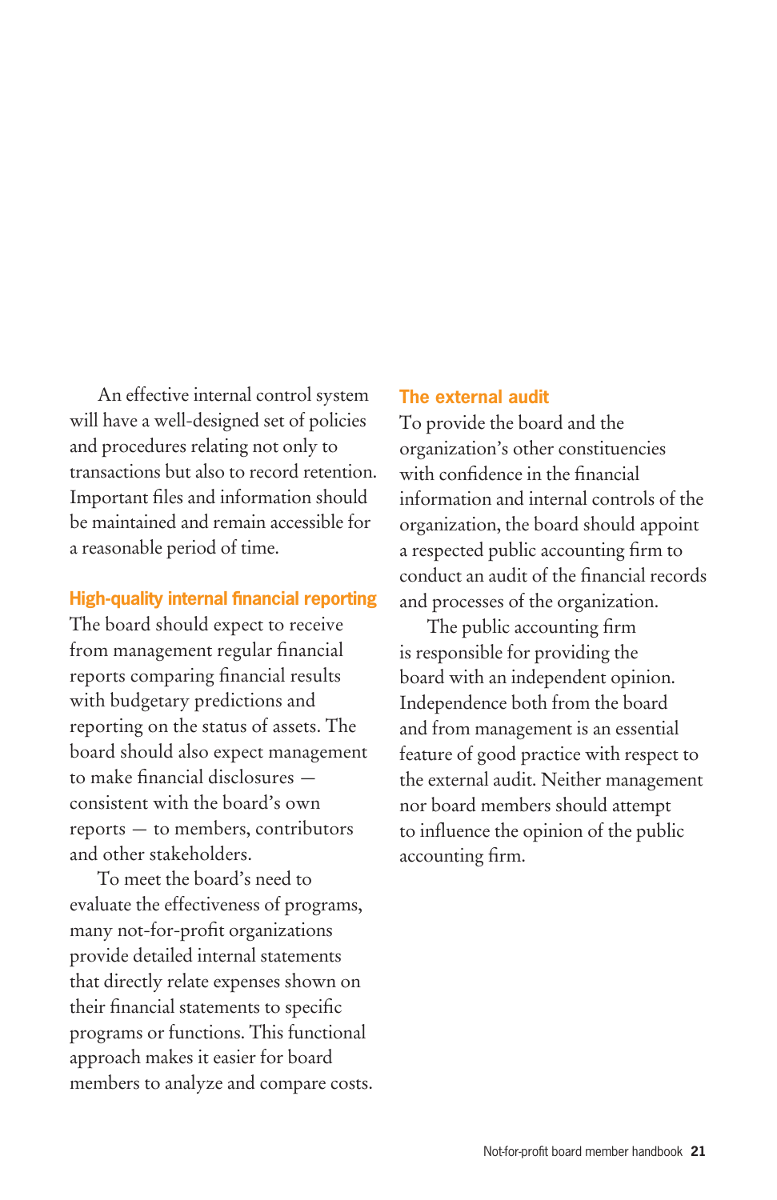An effective internal control system will have a well-designed set of policies and procedures relating not only to transactions but also to record retention. Important files and information should be maintained and remain accessible for a reasonable period of time.

## High-quality internal financial reporting

The board should expect to receive from management regular financial reports comparing financial results with budgetary predictions and reporting on the status of assets. The board should also expect management to make financial disclosures — consistent with the board's own reports — to members, contributors and other stakeholders.

To meet the board's need to evaluate the effectiveness of programs, many not-for-profit organizations provide detailed internal statements that directly relate expenses shown on their financial statements to specific programs or functions. This functional approach makes it easier for board members to analyze and compare costs.

## The external audit

To provide the board and the organization's other constituencies with confidence in the financial information and internal controls of the organization, the board should appoint a respected public accounting firm to conduct an audit of the financial records and processes of the organization.

The public accounting firm is responsible for providing the board with an independent opinion. Independence both from the board and from management is an essential feature of good practice with respect to the external audit. Neither management nor board members should attempt to influence the opinion of the public accounting firm.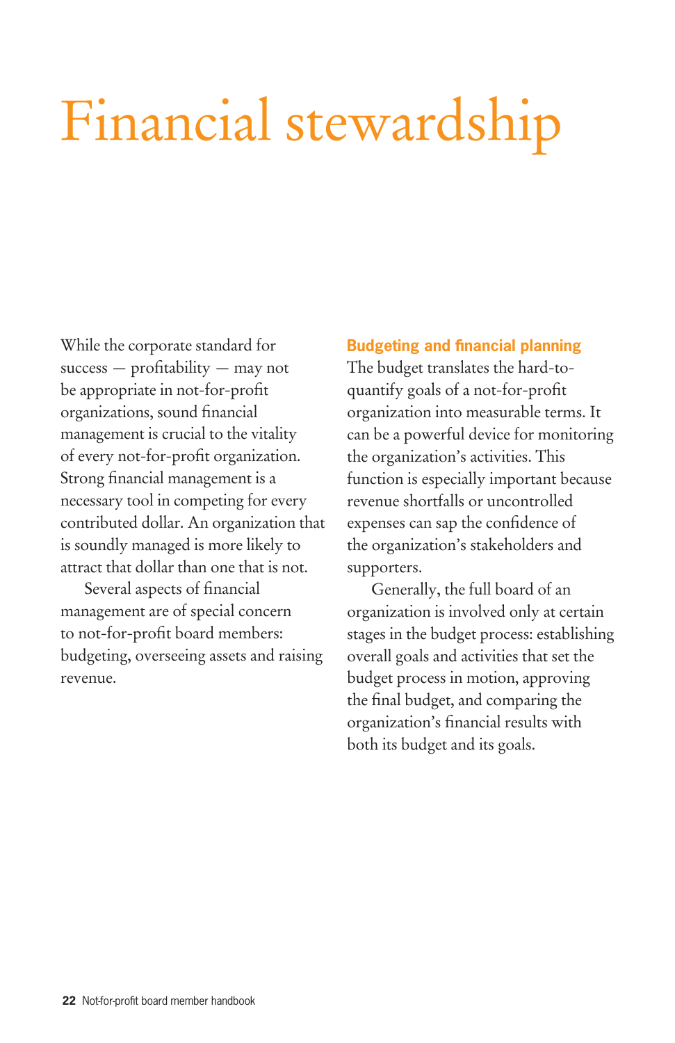# Financial stewardship

While the corporate standard for success — profitability — may not be appropriate in not-for-profit organizations, sound financial management is crucial to the vitality of every not-for-profit organization. Strong financial management is a necessary tool in competing for every contributed dollar. An organization that is soundly managed is more likely to attract that dollar than one that is not.

Several aspects of financial management are of special concern to not-for-profit board members: budgeting, overseeing assets and raising revenue.

## Budgeting and financial planning

The budget translates the hard-to-quantify goals of a not-for-profit organization into measurable terms. It can be a powerful device for monitoring the organization's activities. This function is especially important because revenue shortfalls or uncontrolled expenses can sap the confidence of the organization's stakeholders and supporters.

Generally, the full board of an organization is involved only at certain stages in the budget process: establishing overall goals and activities that set the budget process in motion, approving the final budget, and comparing the organization's financial results with both its budget and its goals.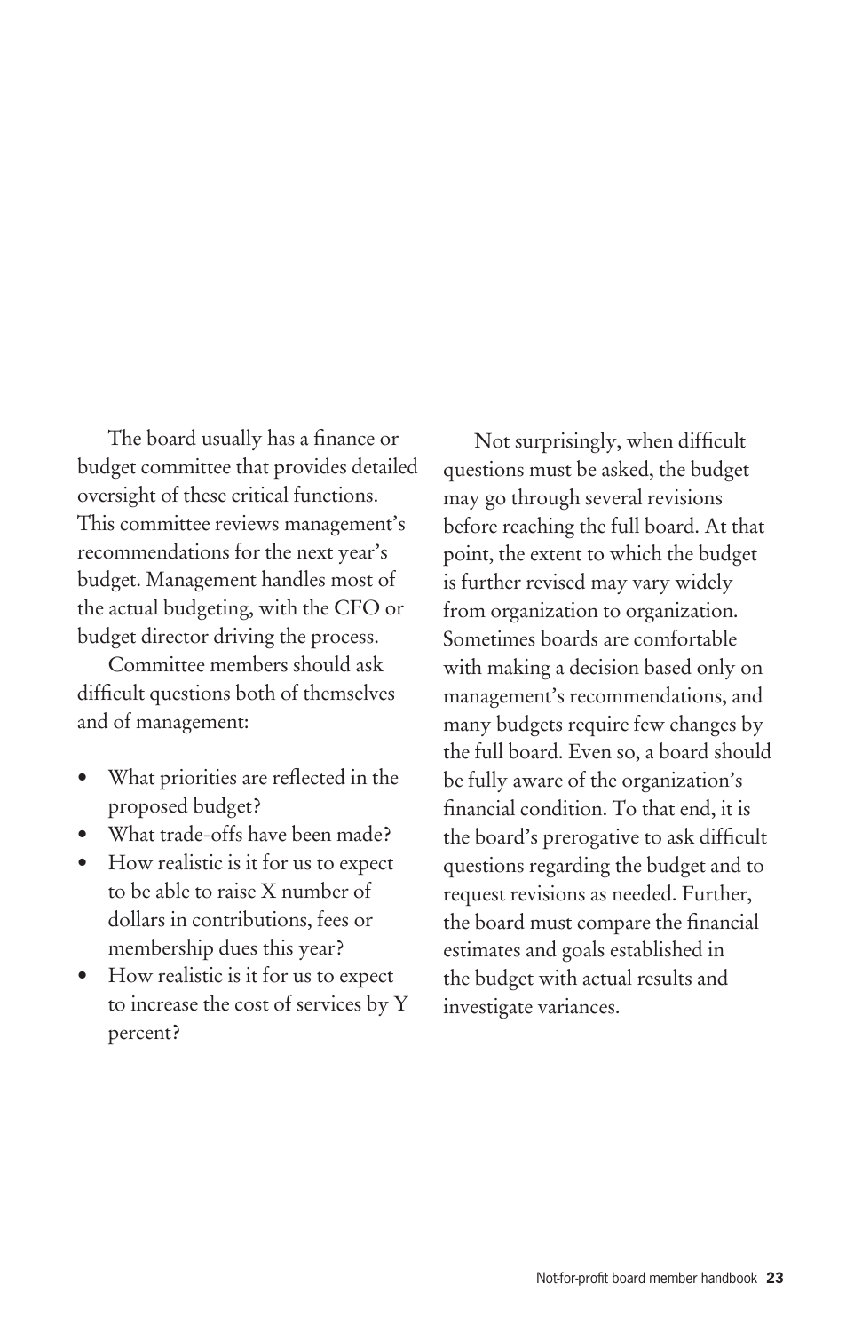The board usually has a finance or budget committee that provides detailed oversight of these critical functions. This committee reviews management's recommendations for the next year's budget. Management handles most of the actual budgeting, with the CFO or budget director driving the process.

Committee members should ask difficult questions both of themselves and of management:

- What priorities are reflected in the proposed budget?
- What trade-offs have been made?
- How realistic is it for us to expect to be able to raise X number of dollars in contributions, fees or membership dues this year?
- How realistic is it for us to expect to increase the cost of services by Y percent?

Not surprisingly, when difficult questions must be asked, the budget may go through several revisions before reaching the full board. At that point, the extent to which the budget is further revised may vary widely from organization to organization. Sometimes boards are comfortable with making a decision based only on management's recommendations, and many budgets require few changes by the full board. Even so, a board should be fully aware of the organization's financial condition. To that end, it is the board's prerogative to ask difficult questions regarding the budget and to request revisions as needed. Further, the board must compare the financial estimates and goals established in the budget with actual results and investigate variances.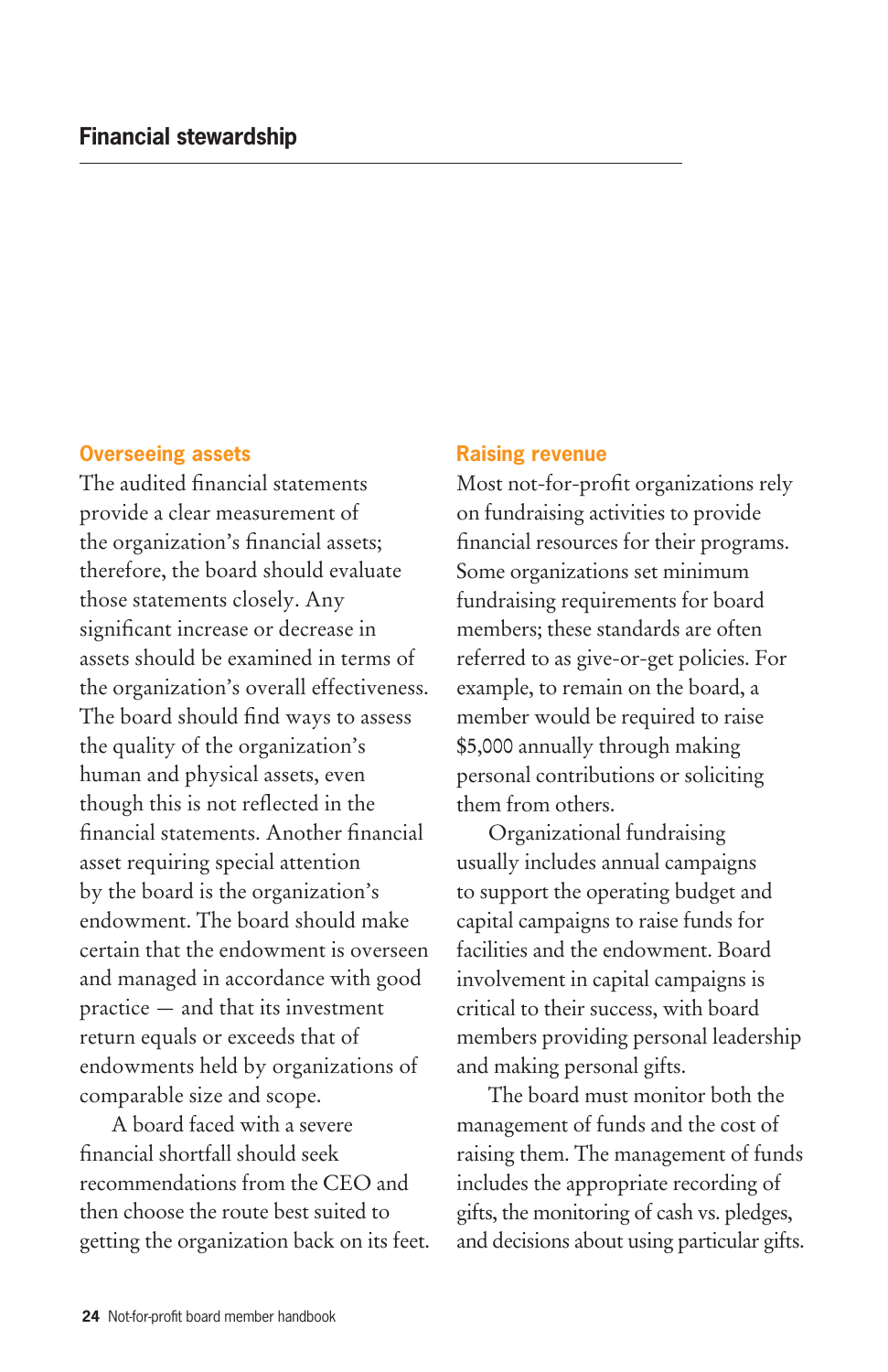## Financial stewardship

### Overseeing assets

The audited financial statements provide a clear measurement of the organization's financial assets; therefore, the board should evaluate those statements closely. Any significant increase or decrease in assets should be examined in terms of the organization's overall effectiveness. The board should find ways to assess the quality of the organization's human and physical assets, even though this is not reflected in the financial statements. Another financial asset requiring special attention by the board is the organization's endowment. The board should make certain that the endowment is overseen and managed in accordance with good practice — and that its investment return equals or exceeds that of endowments held by organizations of comparable size and scope.

A board faced with a severe financial shortfall should seek recommendations from the CEO and then choose the route best suited to getting the organization back on its feet.

### Raising revenue

Most not-for-profit organizations rely on fundraising activities to provide financial resources for their programs. Some organizations set minimum fundraising requirements for board members; these standards are often referred to as give-or-get policies. For example, to remain on the board, a member would be required to raise $5,000 annually through making personal contributions or soliciting them from others.

Organizational fundraising usually includes annual campaigns to support the operating budget and capital campaigns to raise funds for facilities and the endowment. Board involvement in capital campaigns is critical to their success, with board members providing personal leadership and making personal gifts.

The board must monitor both the management of funds and the cost of raising them. The management of funds includes the appropriate recording of gifts, the monitoring of cash vs. pledges, and decisions about using particular gifts.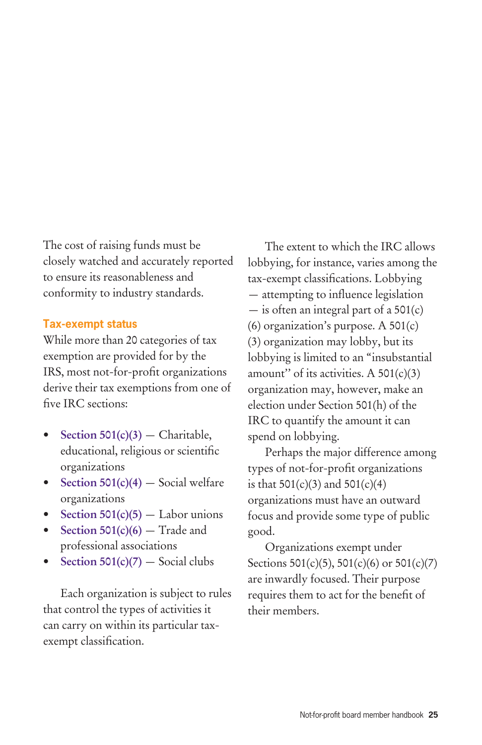The cost of raising funds must be closely watched and accurately reported to ensure its reasonableness and conformity to industry standards.

### Tax-exempt status

While more than 20 categories of tax exemption are provided for by the IRS, most not-for-profit organizations derive their tax exemptions from one of five IRC sections:

- Section 501(c)(3) — Charitable, educational, religious or scientific organizations
- Section 501(c)(4) — Social welfare organizations
- Section 501(c)(5) — Labor unions
- Section 501(c)(6) — Trade and professional associations
- Section 501(c)(7) — Social clubs

Each organization is subject to rules that control the types of activities it can carry on within its particular tax-exempt classification.

The extent to which the IRC allows lobbying, for instance, varies among the tax-exempt classifications. Lobbying — attempting to influence legislation — is often an integral part of a 501(c)(6) organization's purpose. A 501(c)(3) organization may lobby, but its lobbying is limited to an "insubstantial amount" of its activities. A 501(c)(3) organization may, however, make an election under Section 501(h) of the IRC to quantify the amount it can spend on lobbying.

Perhaps the major difference among types of not-for-profit organizations is that 501(c)(3) and 501(c)(4) organizations must have an outward focus and provide some type of public good.

Organizations exempt under Sections 501(c)(5), 501(c)(6) or 501(c)(7) are inwardly focused. Their purpose requires them to act for the benefit of their members.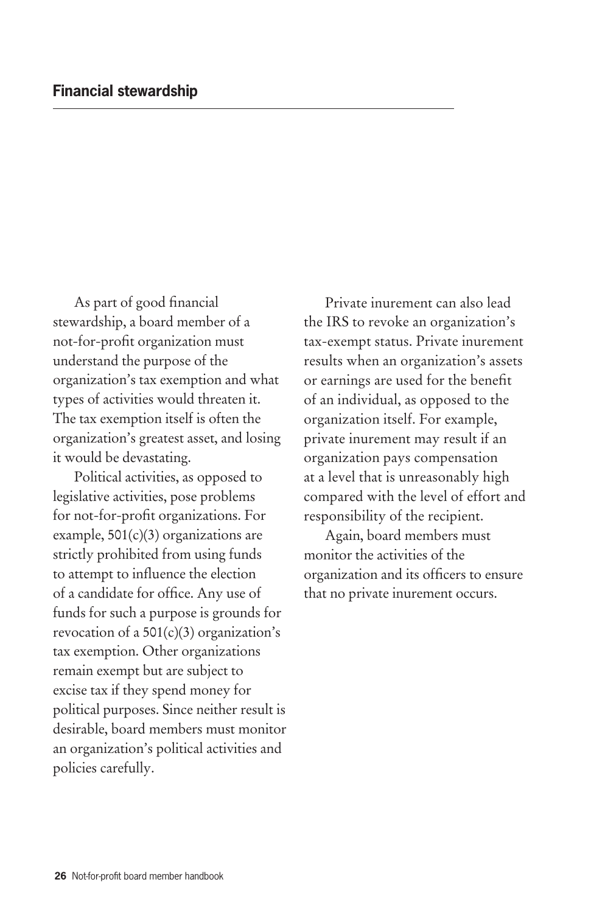## Financial stewardship

As part of good financial stewardship, a board member of a not-for-profit organization must understand the purpose of the organization's tax exemption and what types of activities would threaten it. The tax exemption itself is often the organization's greatest asset, and losing it would be devastating.

Political activities, as opposed to legislative activities, pose problems for not-for-profit organizations. For example, 501(c)(3) organizations are strictly prohibited from using funds to attempt to influence the election of a candidate for office. Any use of funds for such a purpose is grounds for revocation of a 501(c)(3) organization's tax exemption. Other organizations remain exempt but are subject to excise tax if they spend money for political purposes. Since neither result is desirable, board members must monitor an organization's political activities and policies carefully.

Private inurement can also lead the IRS to revoke an organization's tax-exempt status. Private inurement results when an organization's assets or earnings are used for the benefit of an individual, as opposed to the organization itself. For example, private inurement may result if an organization pays compensation at a level that is unreasonably high compared with the level of effort and responsibility of the recipient.

Again, board members must monitor the activities of the organization and its officers to ensure that no private inurement occurs.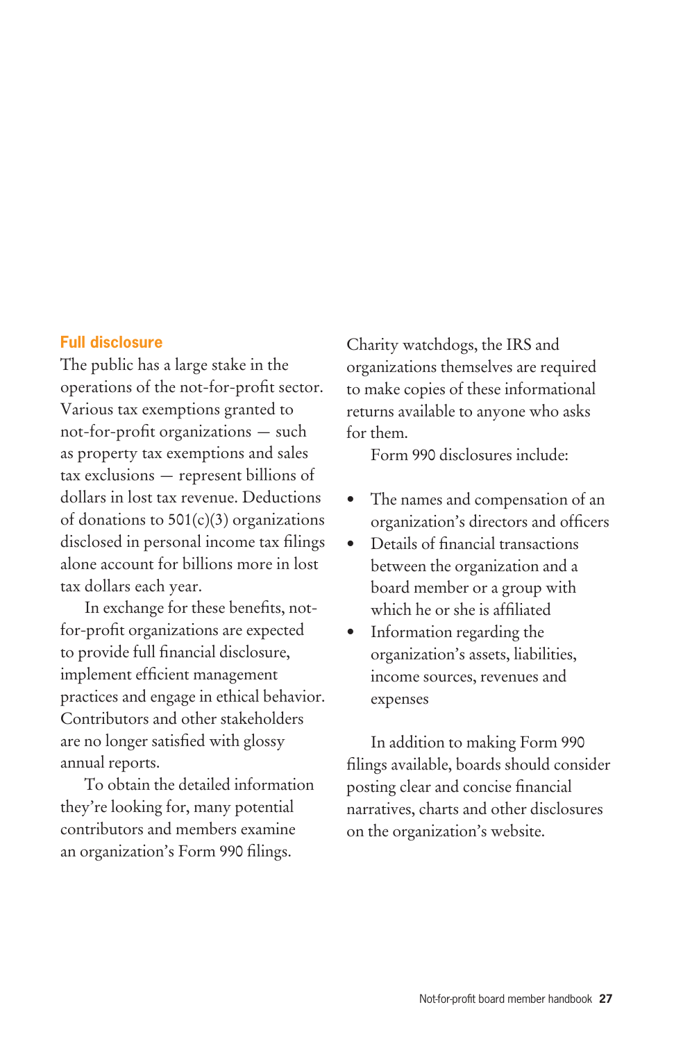## Full disclosure

The public has a large stake in the operations of the not-for-profit sector. Various tax exemptions granted to not-for-profit organizations — such as property tax exemptions and sales tax exclusions — represent billions of dollars in lost tax revenue. Deductions of donations to 501(c)(3) organizations disclosed in personal income tax filings alone account for billions more in lost tax dollars each year.

In exchange for these benefits, not-for-profit organizations are expected to provide full financial disclosure, implement efficient management practices and engage in ethical behavior. Contributors and other stakeholders are no longer satisfied with glossy annual reports.

To obtain the detailed information they're looking for, many potential contributors and members examine an organization's Form 990 filings. Charity watchdogs, the IRS and organizations themselves are required to make copies of these informational returns available to anyone who asks for them.

Form 990 disclosures include:

- The names and compensation of an organization's directors and officers
- Details of financial transactions between the organization and a board member or a group with which he or she is affiliated
- Information regarding the organization's assets, liabilities, income sources, revenues and expenses

In addition to making Form 990 filings available, boards should consider posting clear and concise financial narratives, charts and other disclosures on the organization's website.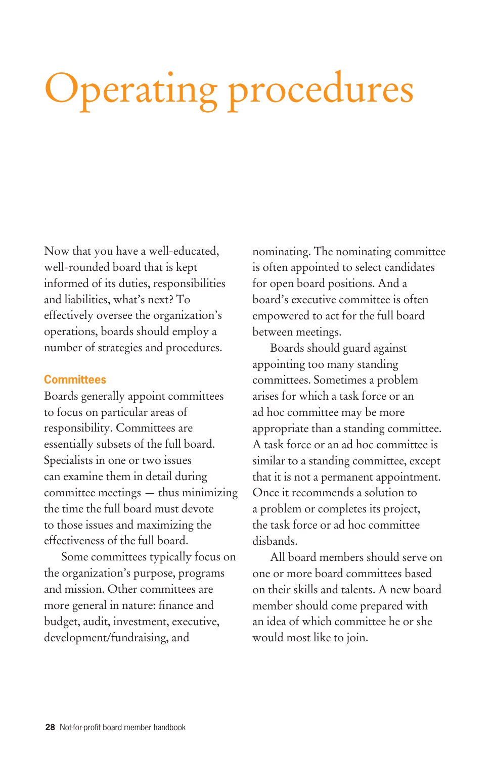# Operating procedures

Now that you have a well-educated, well-rounded board that is kept informed of its duties, responsibilities and liabilities, what's next? To effectively oversee the organization's operations, boards should employ a number of strategies and procedures.

## Committees

Boards generally appoint committees to focus on particular areas of responsibility. Committees are essentially subsets of the full board. Specialists in one or two issues can examine them in detail during committee meetings — thus minimizing the time the full board must devote to those issues and maximizing the effectiveness of the full board.

Some committees typically focus on the organization's purpose, programs and mission. Other committees are more general in nature: finance and budget, audit, investment, executive, development/fundraising, and nominating. The nominating committee is often appointed to select candidates for open board positions. And a board's executive committee is often empowered to act for the full board between meetings.

Boards should guard against appointing too many standing committees. Sometimes a problem arises for which a task force or an ad hoc committee may be more appropriate than a standing committee. A task force or an ad hoc committee is similar to a standing committee, except that it is not a permanent appointment. Once it recommends a solution to a problem or completes its project, the task force or ad hoc committee disbands.

All board members should serve on one or more board committees based on their skills and talents. A new board member should come prepared with an idea of which committee he or she would most like to join.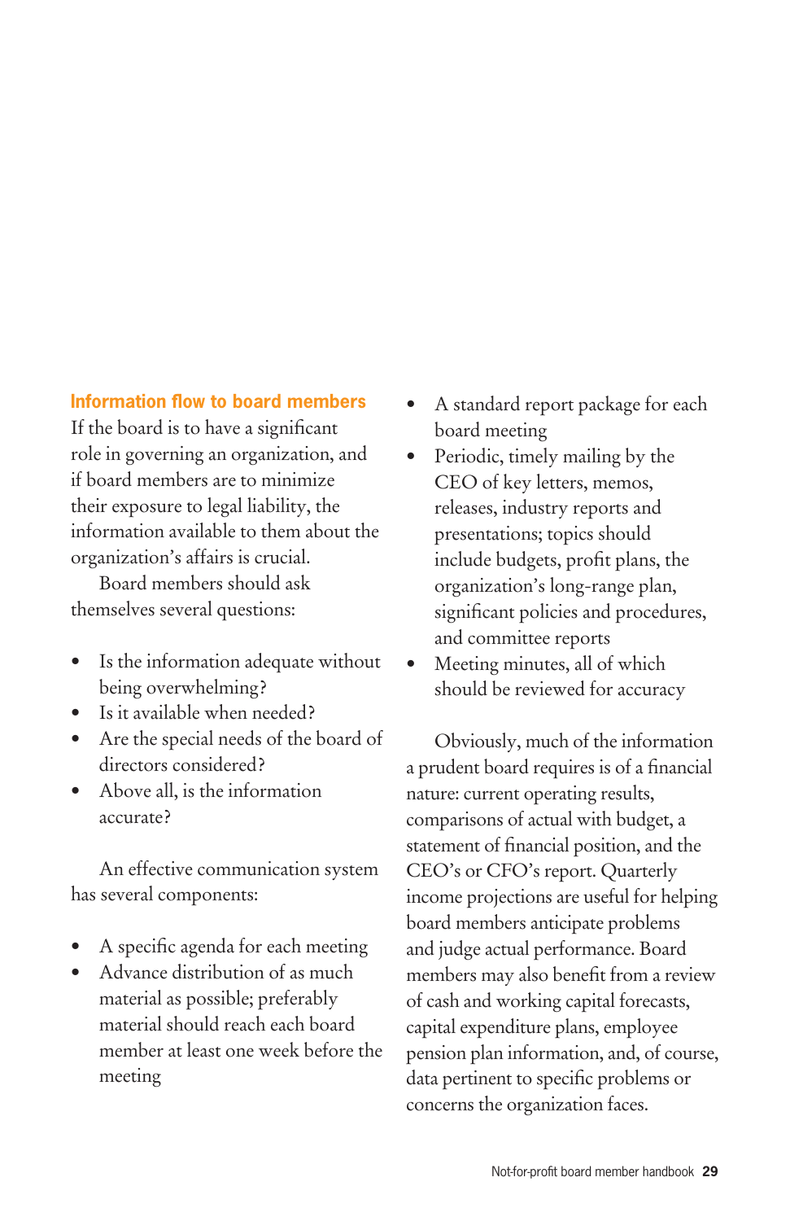## Information flow to board members

If the board is to have a significant role in governing an organization, and if board members are to minimize their exposure to legal liability, the information available to them about the organization's affairs is crucial.

Board members should ask themselves several questions:

- Is the information adequate without being overwhelming?
- Is it available when needed?
- Are the special needs of the board of directors considered?
- Above all, is the information accurate?

An effective communication system has several components:

- A specific agenda for each meeting
- Advance distribution of as much material as possible; preferably material should reach each board member at least one week before the meeting
- A standard report package for each board meeting
- Periodic, timely mailing by the CEO of key letters, memos, releases, industry reports and presentations; topics should include budgets, profit plans, the organization's long-range plan, significant policies and procedures, and committee reports
- Meeting minutes, all of which should be reviewed for accuracy

Obviously, much of the information a prudent board requires is of a financial nature: current operating results, comparisons of actual with budget, a statement of financial position, and the CEO's or CFO's report. Quarterly income projections are useful for helping board members anticipate problems and judge actual performance. Board members may also benefit from a review of cash and working capital forecasts, capital expenditure plans, employee pension plan information, and, of course, data pertinent to specific problems or concerns the organization faces.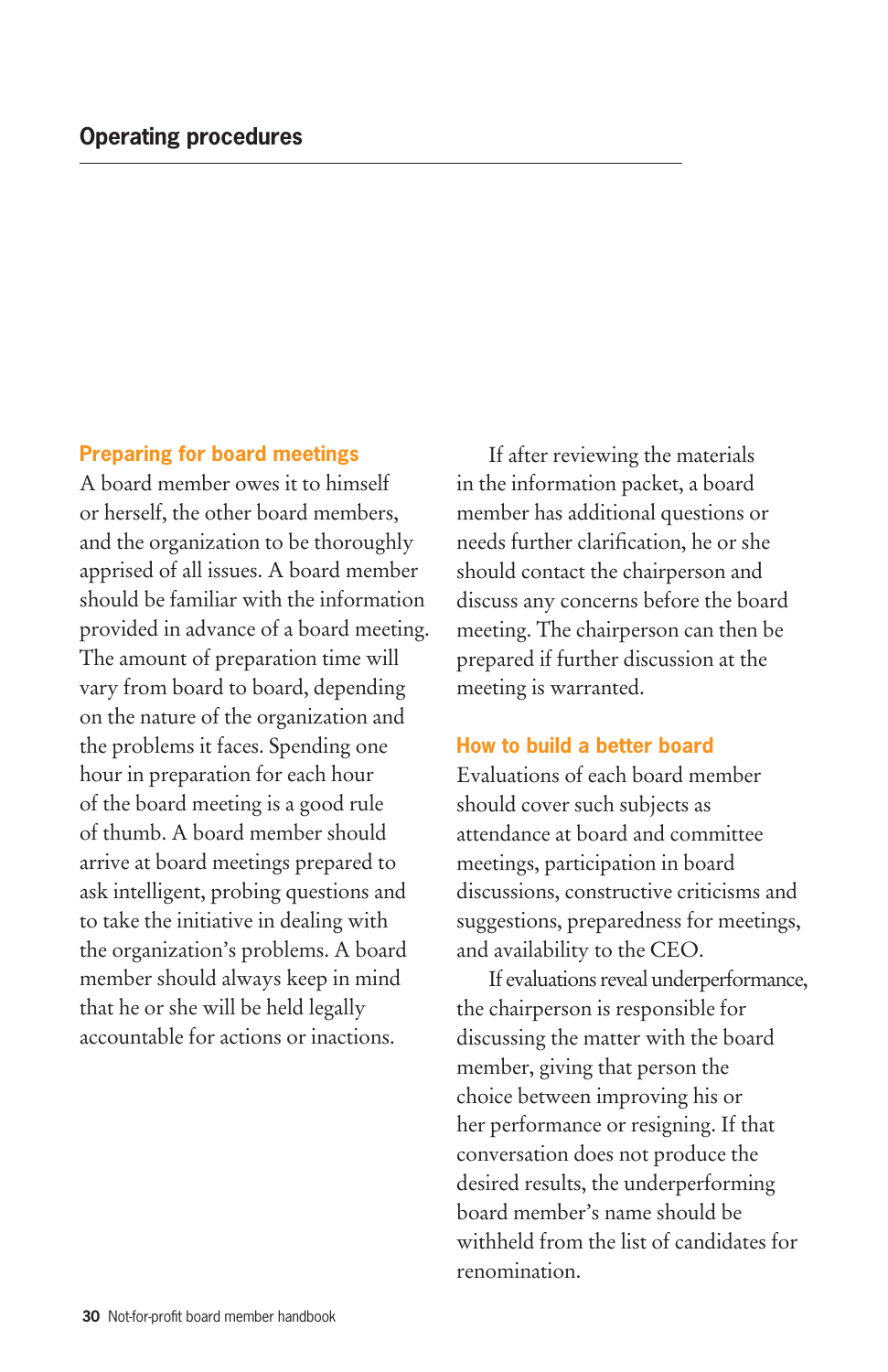## Operating procedures

### Preparing for board meetings

A board member owes it to himself or herself, the other board members, and the organization to be thoroughly apprised of all issues. A board member should be familiar with the information provided in advance of a board meeting. The amount of preparation time will vary from board to board, depending on the nature of the organization and the problems it faces. Spending one hour in preparation for each hour of the board meeting is a good rule of thumb. A board member should arrive at board meetings prepared to ask intelligent, probing questions and to take the initiative in dealing with the organization's problems. A board member should always keep in mind that he or she will be held legally accountable for actions or inactions.

If after reviewing the materials in the information packet, a board member has additional questions or needs further clarification, he or she should contact the chairperson and discuss any concerns before the board meeting. The chairperson can then be prepared if further discussion at the meeting is warranted.

### How to build a better board

Evaluations of each board member should cover such subjects as attendance at board and committee meetings, participation in board discussions, constructive criticisms and suggestions, preparedness for meetings, and availability to the CEO.

If evaluations reveal underperformance, the chairperson is responsible for discussing the matter with the board member, giving that person the choice between improving his or her performance or resigning. If that conversation does not produce the desired results, the underperforming board member's name should be withheld from the list of candidates for renomination.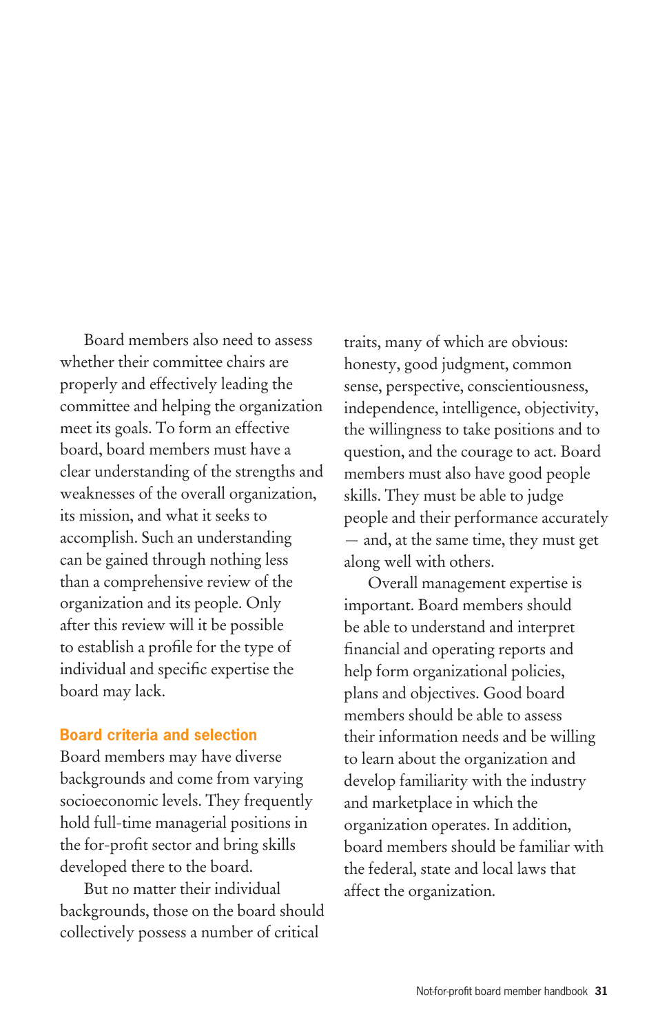Board members also need to assess whether their committee chairs are properly and effectively leading the committee and helping the organization meet its goals. To form an effective board, board members must have a clear understanding of the strengths and weaknesses of the overall organization, its mission, and what it seeks to accomplish. Such an understanding can be gained through nothing less than a comprehensive review of the organization and its people. Only after this review will it be possible to establish a profile for the type of individual and specific expertise the board may lack.

## Board criteria and selection

Board members may have diverse backgrounds and come from varying socioeconomic levels. They frequently hold full-time managerial positions in the for-profit sector and bring skills developed there to the board.

But no matter their individual backgrounds, those on the board should collectively possess a number of critical traits, many of which are obvious: honesty, good judgment, common sense, perspective, conscientiousness, independence, intelligence, objectivity, the willingness to take positions and to question, and the courage to act. Board members must also have good people skills. They must be able to judge people and their performance accurately — and, at the same time, they must get along well with others.

Overall management expertise is important. Board members should be able to understand and interpret financial and operating reports and help form organizational policies, plans and objectives. Good board members should be able to assess their information needs and be willing to learn about the organization and develop familiarity with the industry and marketplace in which the organization operates. In addition, board members should be familiar with the federal, state and local laws that affect the organization.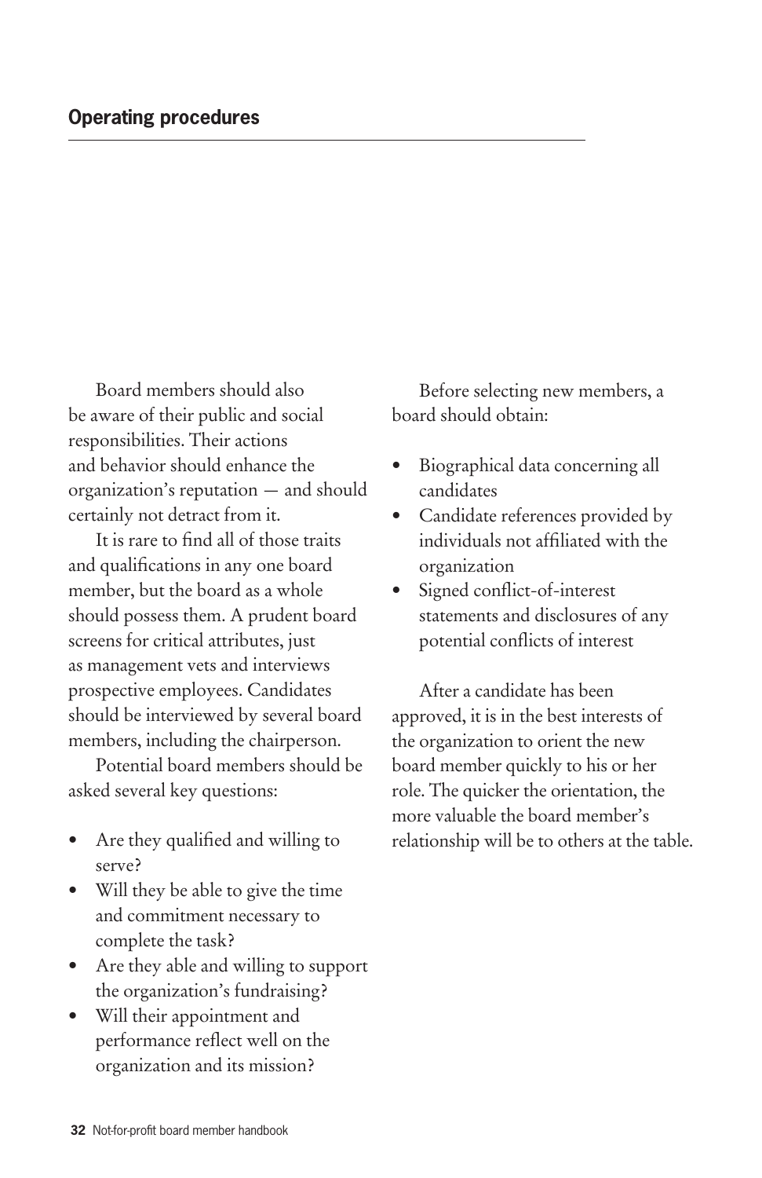## Operating procedures

Board members should also be aware of their public and social responsibilities. Their actions and behavior should enhance the organization's reputation — and should certainly not detract from it.

It is rare to find all of those traits and qualifications in any one board member, but the board as a whole should possess them. A prudent board screens for critical attributes, just as management vets and interviews prospective employees. Candidates should be interviewed by several board members, including the chairperson.

Potential board members should be asked several key questions:

- Are they qualified and willing to serve?
- Will they be able to give the time and commitment necessary to complete the task?
- Are they able and willing to support the organization's fundraising?
- Will their appointment and performance reflect well on the organization and its mission?

Before selecting new members, a board should obtain:

- Biographical data concerning all candidates
- Candidate references provided by individuals not affiliated with the organization
- Signed conflict-of-interest statements and disclosures of any potential conflicts of interest

After a candidate has been approved, it is in the best interests of the organization to orient the new board member quickly to his or her role. The quicker the orientation, the more valuable the board member's relationship will be to others at the table.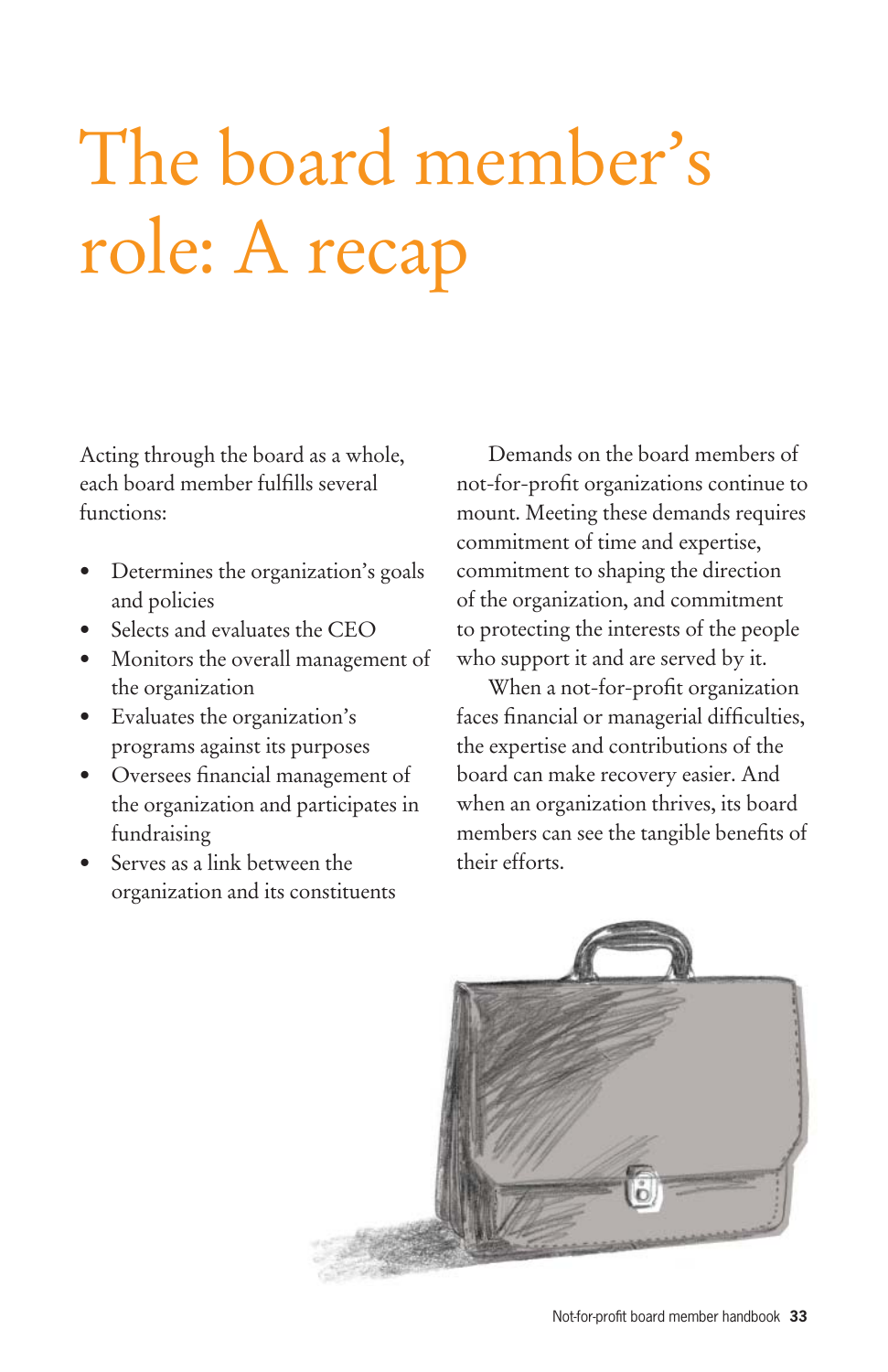# The board member's role: A recap

Acting through the board as a whole, each board member fulfills several functions:

- Determines the organization's goals and policies
- Selects and evaluates the CEO
- Monitors the overall management of the organization
- Evaluates the organization's programs against its purposes
- Oversees financial management of the organization and participates in fundraising
- Serves as a link between the organization and its constituents

Demands on the board members of not-for-profit organizations continue to mount. Meeting these demands requires commitment of time and expertise, commitment to shaping the direction of the organization, and commitment to protecting the interests of the people who support it and are served by it.

When a not-for-profit organization faces financial or managerial difficulties, the expertise and contributions of the board can make recovery easier. And when an organization thrives, its board members can see the tangible benefits of their efforts.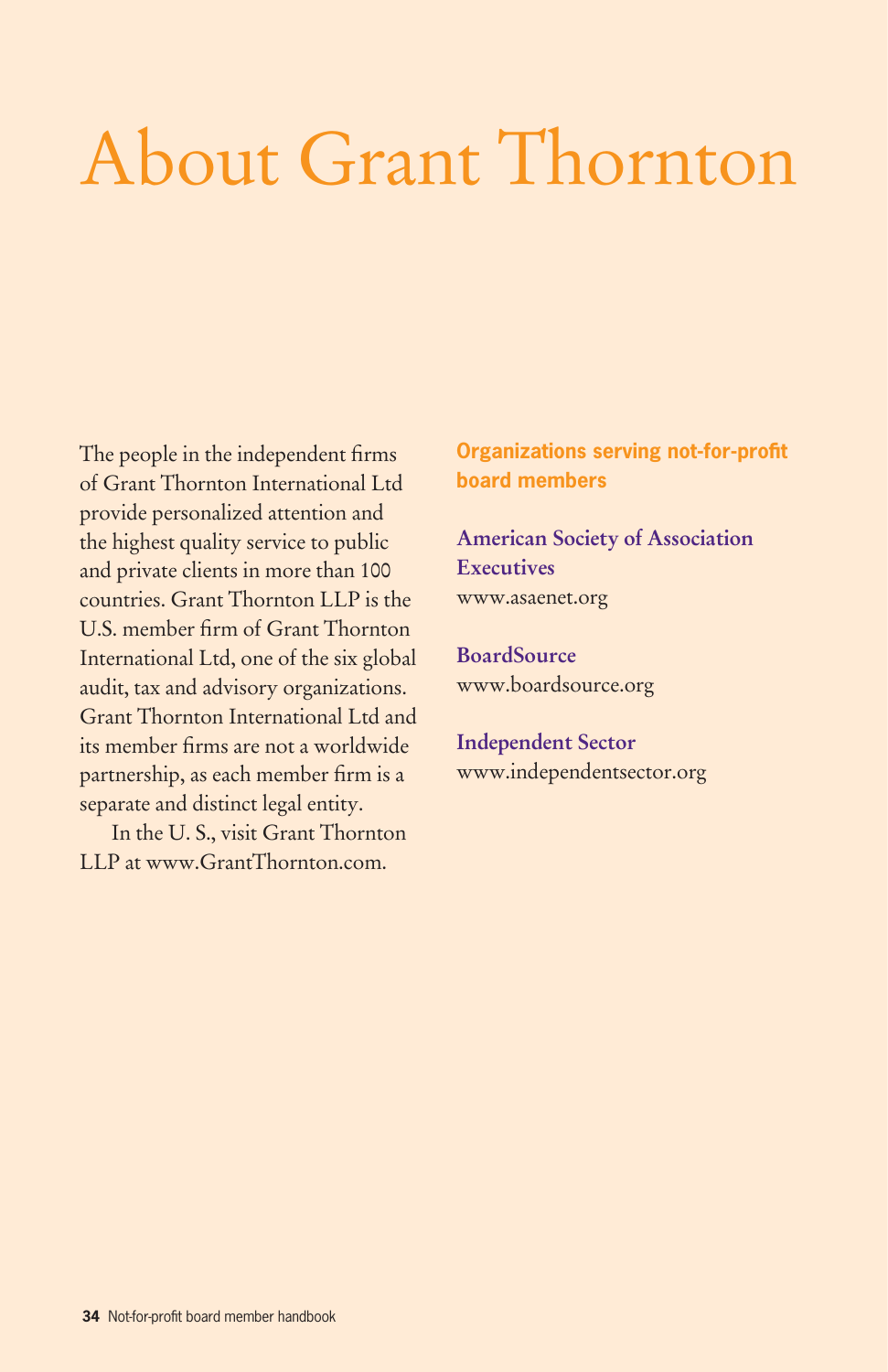# About Grant Thornton

The people in the independent firms of Grant Thornton International Ltd provide personalized attention and the highest quality service to public and private clients in more than 100 countries. Grant Thornton LLP is the U.S. member firm of Grant Thornton International Ltd, one of the six global audit, tax and advisory organizations. Grant Thornton International Ltd and its member firms are not a worldwide partnership, as each member firm is a separate and distinct legal entity.

In the U. S., visit Grant Thornton LLP at www.GrantThornton.com.

## Organizations serving not-for-profit board members

**American Society of Association Executives**
www.asaenet.org

**BoardSource**
www.boardsource.org

**Independent Sector**
www.independentsector.org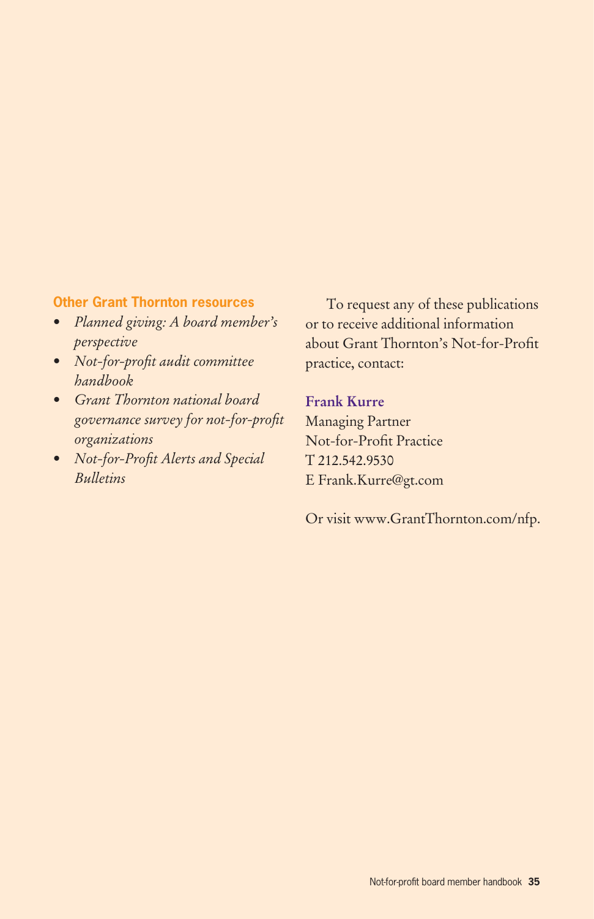### Other Grant Thornton resources

- *Planned giving: A board member's perspective*
- *Not-for-profit audit committee handbook*
- *Grant Thornton national board governance survey for not-for-profit organizations*
- *Not-for-Profit Alerts and Special Bulletins*

To request any of these publications or to receive additional information about Grant Thornton's Not-for-Profit practice, contact:

**Frank Kurre**
Managing Partner
Not-for-Profit Practice
T 212.542.9530
E Frank.Kurre@gt.com

Or visit www.GrantThornton.com/nfp.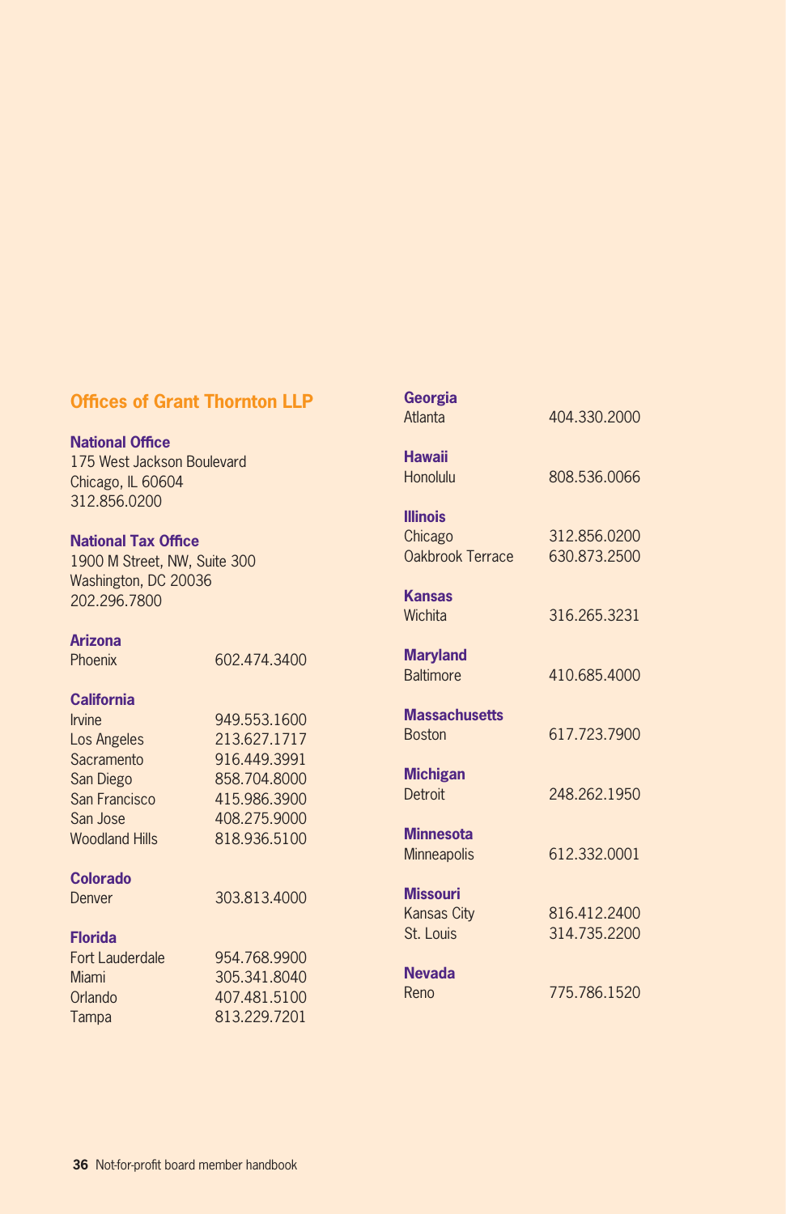## Offices of Grant Thornton LLP

**National Office**
175 West Jackson Boulevard
Chicago, IL 60604
312.856.0200

**National Tax Office**
1900 M Street, NW, Suite 300
Washington, DC 20036
202.296.7800

**Arizona**

| | |
|---|---|
| Phoenix | 602.474.3400 |

**California**

| | |
|---|---|
| Irvine | 949.553.1600 |
| Los Angeles | 213.627.1717 |
| Sacramento | 916.449.3991 |
| San Diego | 858.704.8000 |
| San Francisco | 415.986.3900 |
| San Jose | 408.275.9000 |
| Woodland Hills | 818.936.5100 |

**Colorado**

| | |
|---|---|
| Denver | 303.813.4000 |

**Florida**

| | |
|---|---|
| Fort Lauderdale | 954.768.9900 |
| Miami | 305.341.8040 |
| Orlando | 407.481.5100 |
| Tampa | 813.229.7201 |

**Georgia**

| | |
|---|---|
| Atlanta | 404.330.2000 |

**Hawaii**

| | |
|---|---|
| Honolulu | 808.536.0066 |

**Illinois**

| | |
|---|---|
| Chicago | 312.856.0200 |
| Oakbrook Terrace | 630.873.2500 |

**Kansas**

| | |
|---|---|
| Wichita | 316.265.3231 |

**Maryland**

| | |
|---|---|
| Baltimore | 410.685.4000 |

**Massachusetts**

| | |
|---|---|
| Boston | 617.723.7900 |

**Michigan**

| | |
|---|---|
| Detroit | 248.262.1950 |

**Minnesota**

| | |
|---|---|
| Minneapolis | 612.332.0001 |

**Missouri**

| | |
|---|---|
| Kansas City | 816.412.2400 |
| St. Louis | 314.735.2200 |

**Nevada**

| | |
|---|---|
| Reno | 775.786.1520 |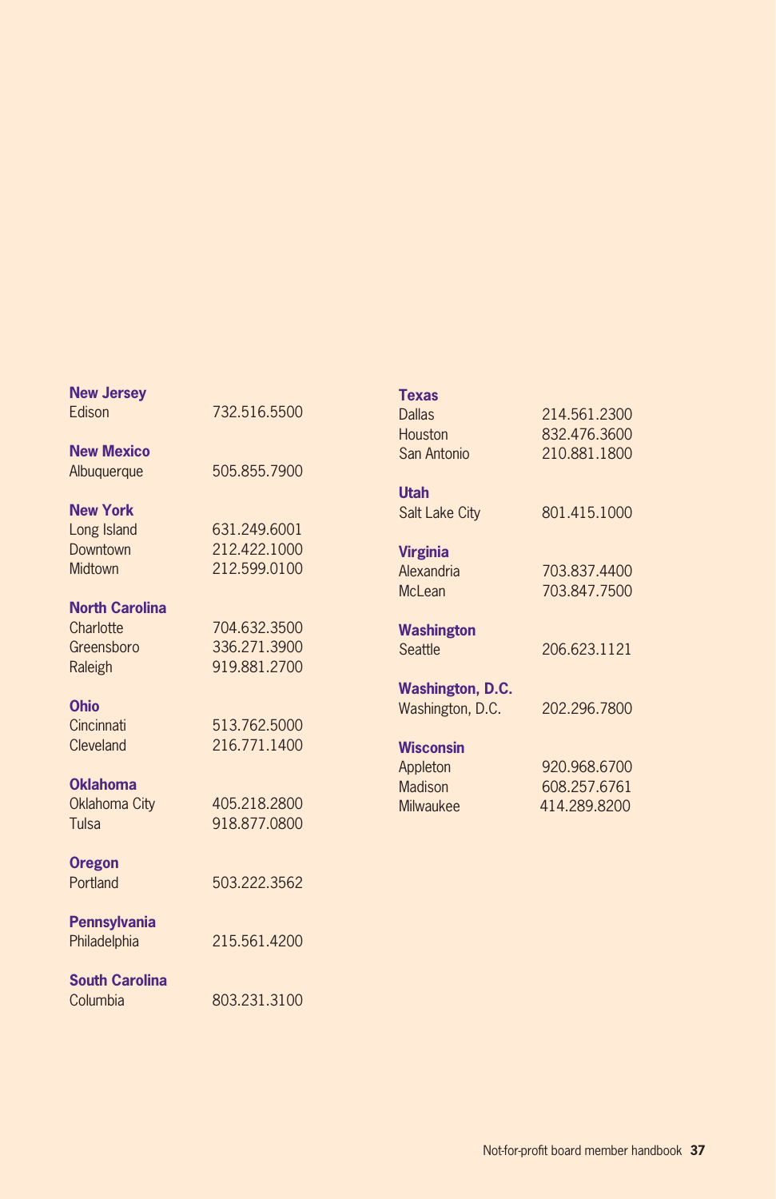**New Jersey**
Edison 732.516.5500

**New Mexico**
Albuquerque 505.855.7900

**New York**
Long Island 631.249.6001
Downtown 212.422.1000
Midtown 212.599.0100

**North Carolina**
Charlotte 704.632.3500
Greensboro 336.271.3900
Raleigh 919.881.2700

**Ohio**
Cincinnati 513.762.5000
Cleveland 216.771.1400

**Oklahoma**
Oklahoma City 405.218.2800
Tulsa 918.877.0800

**Oregon**
Portland 503.222.3562

**Pennsylvania**
Philadelphia 215.561.4200

**South Carolina**
Columbia 803.231.3100

**Texas**
Dallas 214.561.2300
Houston 832.476.3600
San Antonio 210.881.1800

**Utah**
Salt Lake City 801.415.1000

**Virginia**
Alexandria 703.837.4400
McLean 703.847.7500

**Washington**
Seattle 206.623.1121

**Washington, D.C.**
Washington, D.C. 202.296.7800

**Wisconsin**
Appleton 920.968.6700
Madison 608.257.6761
Milwaukee 414.289.8200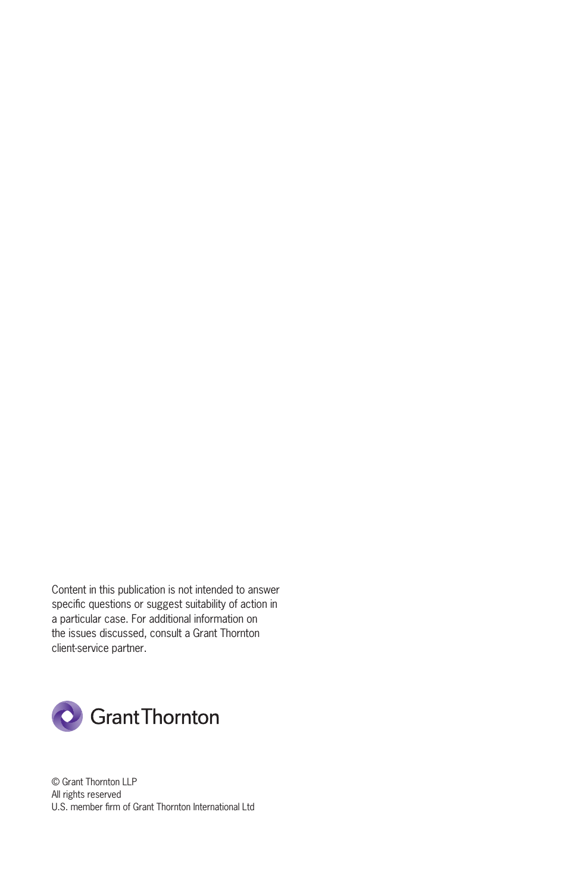Content in this publication is not intended to answer specific questions or suggest suitability of action in a particular case. For additional information on the issues discussed, consult a Grant Thornton client-service partner.

GrantThornton

© Grant Thornton LLP
All rights reserved
U.S. member firm of Grant Thornton International Ltd